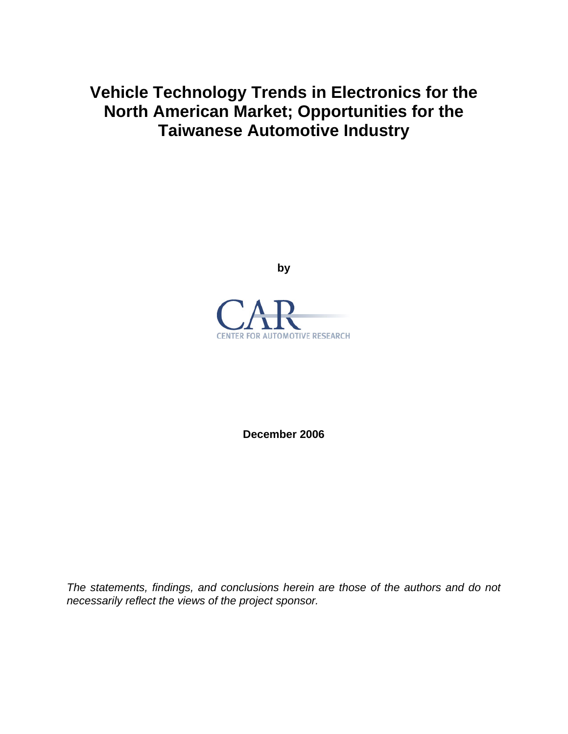# Vehicle Technology Trends in Electronics for the North American Market; Opportunities for the Taiwanese Automotive Industry

**by**

CAR

CENTER FOR AUTOMOTIVE RESEARCH

**December 2006**

*The statements, findings, and conclusions herein are those of the authors and do not necessarily reflect the views of the project sponsor.*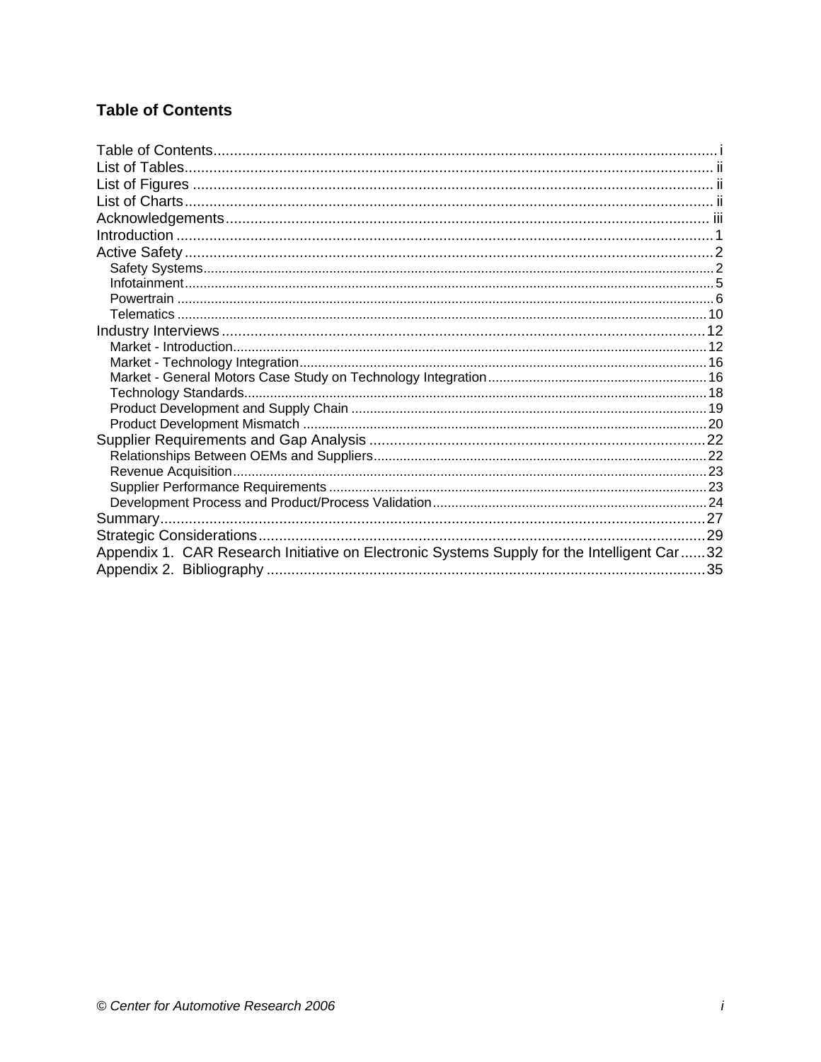## Table of Contents

Table of Contents ........................................................................................................................ i
List of Tables ............................................................................................................................. ii
List of Figures ............................................................................................................................ ii
List of Charts .............................................................................................................................. ii
Acknowledgements .................................................................................................................. iii
Introduction ................................................................................................................................ 1
Active Safety .............................................................................................................................. 2
- Safety Systems ....................................................................................................................... 2
- Infotainment ........................................................................................................................... 5
- Powertrain .............................................................................................................................. 6
- Telematics ............................................................................................................................ 10

Industry Interviews ................................................................................................................... 12
- Market - Introduction ............................................................................................................ 12
- Market - Technology Integration ........................................................................................... 16
- Market - General Motors Case Study on Technology Integration .......................................... 16
- Technology Standards ........................................................................................................... 18
- Product Development and Supply Chain .............................................................................. 19
- Product Development Mismatch ........................................................................................... 20

Supplier Requirements and Gap Analysis ................................................................................ 22
- Relationships Between OEMs and Suppliers ........................................................................ 22
- Revenue Acquisition ............................................................................................................. 23
- Supplier Performance Requirements .................................................................................... 23
- Development Process and Product/Process Validation ......................................................... 24

Summary ................................................................................................................................... 27
Strategic Considerations ........................................................................................................... 29
Appendix 1. CAR Research Initiative on Electronic Systems Supply for the Intelligent Car ...... 32
Appendix 2. Bibliography .......................................................................................................... 35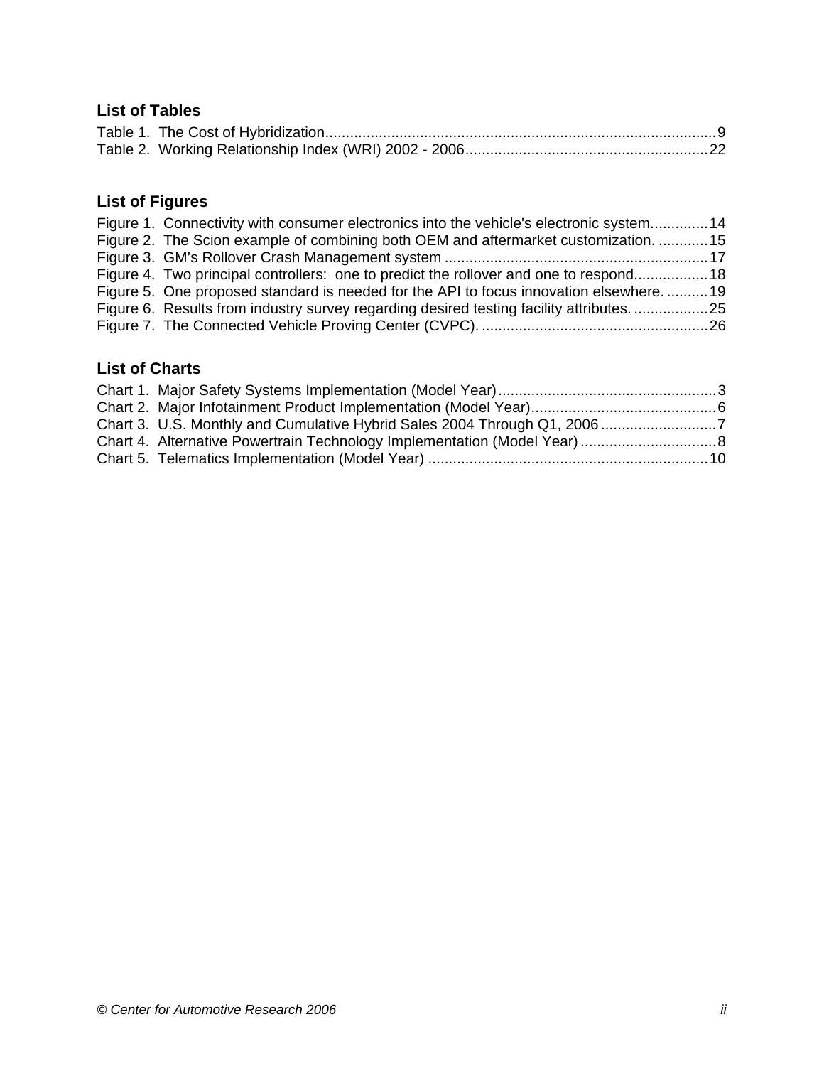## List of Tables

Table 1. The Cost of Hybridization...9
Table 2. Working Relationship Index (WRI) 2002 - 2006...22

## List of Figures

Figure 1. Connectivity with consumer electronics into the vehicle's electronic system...14
Figure 2. The Scion example of combining both OEM and aftermarket customization. ...15
Figure 3. GM's Rollover Crash Management system ...17
Figure 4. Two principal controllers: one to predict the rollover and one to respond...18
Figure 5. One proposed standard is needed for the API to focus innovation elsewhere. ...19
Figure 6. Results from industry survey regarding desired testing facility attributes. ...25
Figure 7. The Connected Vehicle Proving Center (CVPC). ...26

## List of Charts

Chart 1. Major Safety Systems Implementation (Model Year)...3
Chart 2. Major Infotainment Product Implementation (Model Year)...6
Chart 3. U.S. Monthly and Cumulative Hybrid Sales 2004 Through Q1, 2006 ...7
Chart 4. Alternative Powertrain Technology Implementation (Model Year) ...8
Chart 5. Telematics Implementation (Model Year) ...10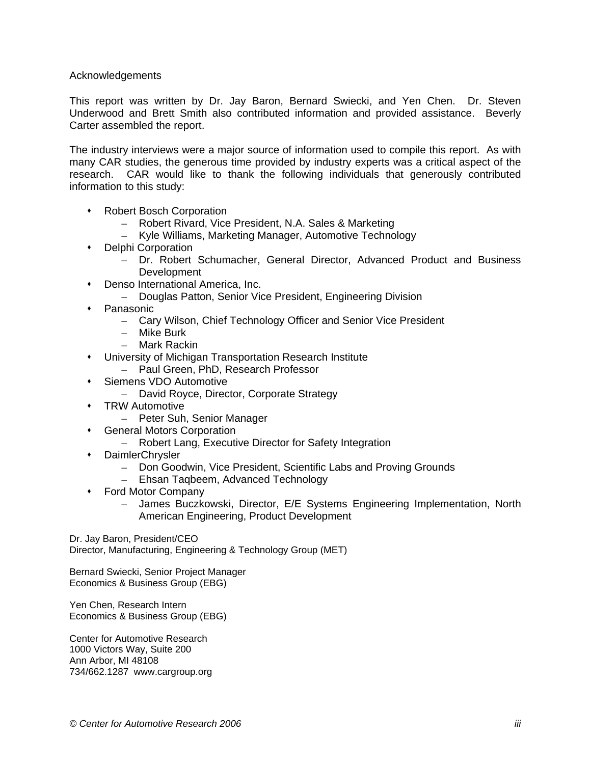# Acknowledgements

This report was written by Dr. Jay Baron, Bernard Swiecki, and Yen Chen. Dr. Steven Underwood and Brett Smith also contributed information and provided assistance. Beverly Carter assembled the report.

The industry interviews were a major source of information used to compile this report. As with many CAR studies, the generous time provided by industry experts was a critical aspect of the research. CAR would like to thank the following individuals that generously contributed information to this study:

- Robert Bosch Corporation
  - Robert Rivard, Vice President, N.A. Sales & Marketing
  - Kyle Williams, Marketing Manager, Automotive Technology
- Delphi Corporation
  - Dr. Robert Schumacher, General Director, Advanced Product and Business Development
- Denso International America, Inc.
  - Douglas Patton, Senior Vice President, Engineering Division
- Panasonic
  - Cary Wilson, Chief Technology Officer and Senior Vice President
  - Mike Burk
  - Mark Rackin
- University of Michigan Transportation Research Institute
  - Paul Green, PhD, Research Professor
- Siemens VDO Automotive
  - David Royce, Director, Corporate Strategy
- TRW Automotive
  - Peter Suh, Senior Manager
- General Motors Corporation
  - Robert Lang, Executive Director for Safety Integration
- DaimlerChrysler
  - Don Goodwin, Vice President, Scientific Labs and Proving Grounds
  - Ehsan Taqbeem, Advanced Technology
- Ford Motor Company
  - James Buczkowski, Director, E/E Systems Engineering Implementation, North American Engineering, Product Development

Dr. Jay Baron, President/CEO
Director, Manufacturing, Engineering & Technology Group (MET)

Bernard Swiecki, Senior Project Manager
Economics & Business Group (EBG)

Yen Chen, Research Intern
Economics & Business Group (EBG)

Center for Automotive Research
1000 Victors Way, Suite 200
Ann Arbor, MI 48108
734/662.1287 www.cargroup.org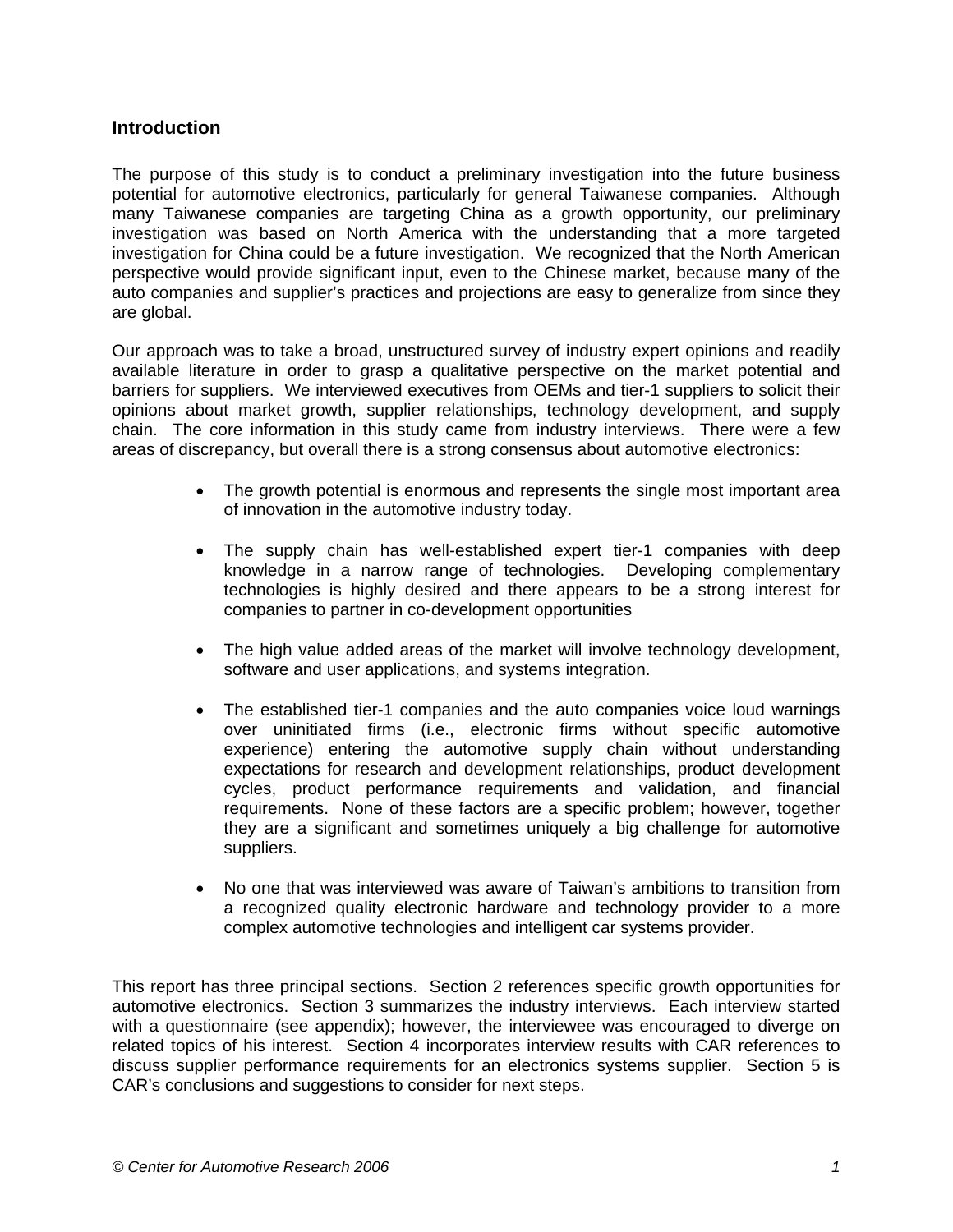## Introduction

The purpose of this study is to conduct a preliminary investigation into the future business potential for automotive electronics, particularly for general Taiwanese companies. Although many Taiwanese companies are targeting China as a growth opportunity, our preliminary investigation was based on North America with the understanding that a more targeted investigation for China could be a future investigation. We recognized that the North American perspective would provide significant input, even to the Chinese market, because many of the auto companies and supplier's practices and projections are easy to generalize from since they are global.

Our approach was to take a broad, unstructured survey of industry expert opinions and readily available literature in order to grasp a qualitative perspective on the market potential and barriers for suppliers. We interviewed executives from OEMs and tier-1 suppliers to solicit their opinions about market growth, supplier relationships, technology development, and supply chain. The core information in this study came from industry interviews. There were a few areas of discrepancy, but overall there is a strong consensus about automotive electronics:

- The growth potential is enormous and represents the single most important area of innovation in the automotive industry today.
- The supply chain has well-established expert tier-1 companies with deep knowledge in a narrow range of technologies. Developing complementary technologies is highly desired and there appears to be a strong interest for companies to partner in co-development opportunities
- The high value added areas of the market will involve technology development, software and user applications, and systems integration.
- The established tier-1 companies and the auto companies voice loud warnings over uninitiated firms (i.e., electronic firms without specific automotive experience) entering the automotive supply chain without understanding expectations for research and development relationships, product development cycles, product performance requirements and validation, and financial requirements. None of these factors are a specific problem; however, together they are a significant and sometimes uniquely a big challenge for automotive suppliers.
- No one that was interviewed was aware of Taiwan's ambitions to transition from a recognized quality electronic hardware and technology provider to a more complex automotive technologies and intelligent car systems provider.

This report has three principal sections. Section 2 references specific growth opportunities for automotive electronics. Section 3 summarizes the industry interviews. Each interview started with a questionnaire (see appendix); however, the interviewee was encouraged to diverge on related topics of his interest. Section 4 incorporates interview results with CAR references to discuss supplier performance requirements for an electronics systems supplier. Section 5 is CAR's conclusions and suggestions to consider for next steps.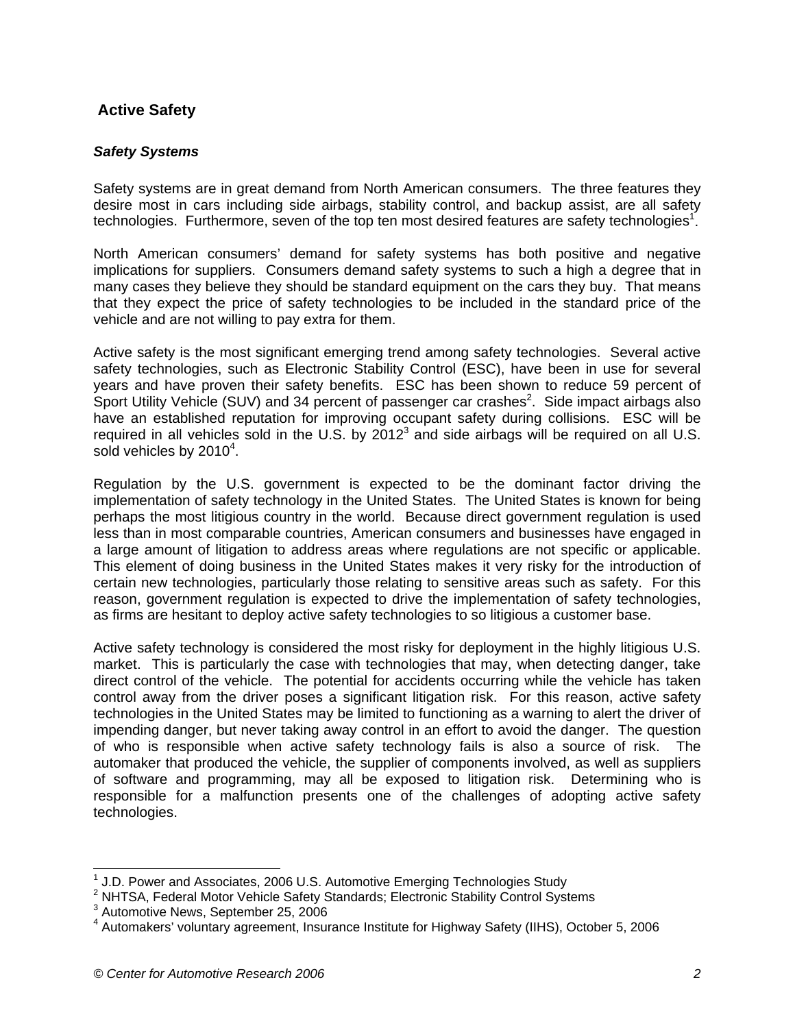## Active Safety

### *Safety Systems*

Safety systems are in great demand from North American consumers. The three features they desire most in cars including side airbags, stability control, and backup assist, are all safety technologies. Furthermore, seven of the top ten most desired features are safety technologies[1].

North American consumers' demand for safety systems has both positive and negative implications for suppliers. Consumers demand safety systems to such a high a degree that in many cases they believe they should be standard equipment on the cars they buy. That means that they expect the price of safety technologies to be included in the standard price of the vehicle and are not willing to pay extra for them.

Active safety is the most significant emerging trend among safety technologies. Several active safety technologies, such as Electronic Stability Control (ESC), have been in use for several years and have proven their safety benefits. ESC has been shown to reduce 59 percent of Sport Utility Vehicle (SUV) and 34 percent of passenger car crashes[2]. Side impact airbags also have an established reputation for improving occupant safety during collisions. ESC will be required in all vehicles sold in the U.S. by 2012[3] and side airbags will be required on all U.S. sold vehicles by 2010[4].

Regulation by the U.S. government is expected to be the dominant factor driving the implementation of safety technology in the United States. The United States is known for being perhaps the most litigious country in the world. Because direct government regulation is used less than in most comparable countries, American consumers and businesses have engaged in a large amount of litigation to address areas where regulations are not specific or applicable. This element of doing business in the United States makes it very risky for the introduction of certain new technologies, particularly those relating to sensitive areas such as safety. For this reason, government regulation is expected to drive the implementation of safety technologies, as firms are hesitant to deploy active safety technologies to so litigious a customer base.

Active safety technology is considered the most risky for deployment in the highly litigious U.S. market. This is particularly the case with technologies that may, when detecting danger, take direct control of the vehicle. The potential for accidents occurring while the vehicle has taken control away from the driver poses a significant litigation risk. For this reason, active safety technologies in the United States may be limited to functioning as a warning to alert the driver of impending danger, but never taking away control in an effort to avoid the danger. The question of who is responsible when active safety technology fails is also a source of risk. The automaker that produced the vehicle, the supplier of components involved, as well as suppliers of software and programming, may all be exposed to litigation risk. Determining who is responsible for a malfunction presents one of the challenges of adopting active safety technologies.

---

[1] J.D. Power and Associates, 2006 U.S. Automotive Emerging Technologies Study

[2] NHTSA, Federal Motor Vehicle Safety Standards; Electronic Stability Control Systems

[3] Automotive News, September 25, 2006

[4] Automakers' voluntary agreement, Insurance Institute for Highway Safety (IIHS), October 5, 2006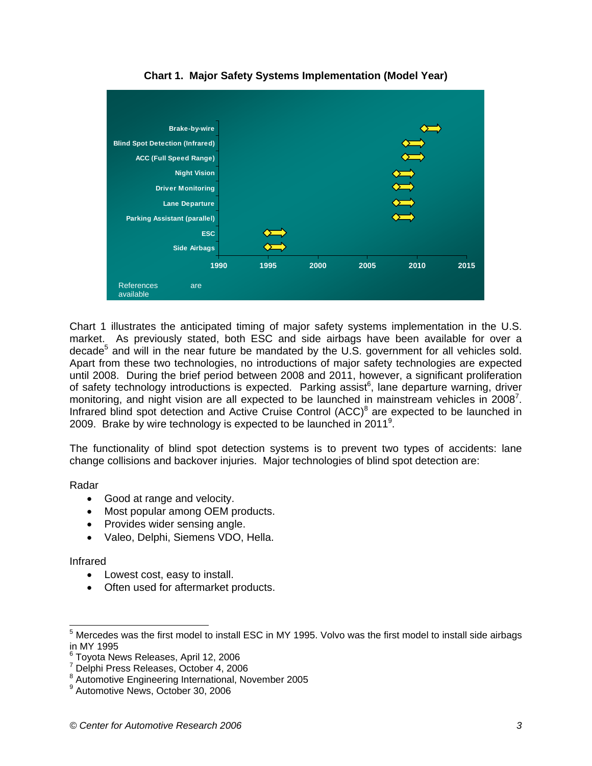**Chart 1. Major Safety Systems Implementation (Model Year)**

| System | Model Year |
| --- | --- |
| Brake-by-wire | 2011 |
| Blind Spot Detection (Infrared) | 2009 |
| ACC (Full Speed Range) | 2009 |
| Night Vision | 2008 |
| Driver Monitoring | 2008 |
| Lane Departure | 2008 |
| Parking Assistant (parallel) | 2008 |
| ESC | 1995 |
| Side Airbags | 1995 |

References are available

Chart 1 illustrates the anticipated timing of major safety systems implementation in the U.S. market. As previously stated, both ESC and side airbags have been available for over a decade[5] and will in the near future be mandated by the U.S. government for all vehicles sold. Apart from these two technologies, no introductions of major safety technologies are expected until 2008. During the brief period between 2008 and 2011, however, a significant proliferation of safety technology introductions is expected. Parking assist[6], lane departure warning, driver monitoring, and night vision are all expected to be launched in mainstream vehicles in 2008[7]. Infrared blind spot detection and Active Cruise Control (ACC)[8] are expected to be launched in 2009. Brake by wire technology is expected to be launched in 2011[9].

The functionality of blind spot detection systems is to prevent two types of accidents: lane change collisions and backover injuries. Major technologies of blind spot detection are:

Radar

- Good at range and velocity.
- Most popular among OEM products.
- Provides wider sensing angle.
- Valeo, Delphi, Siemens VDO, Hella.

Infrared

- Lowest cost, easy to install.
- Often used for aftermarket products.

---

[5] Mercedes was the first model to install ESC in MY 1995. Volvo was the first model to install side airbags in MY 1995

[6] Toyota News Releases, April 12, 2006

[7] Delphi Press Releases, October 4, 2006

[8] Automotive Engineering International, November 2005

[9] Automotive News, October 30, 2006

*© Center for Automotive Research 2006*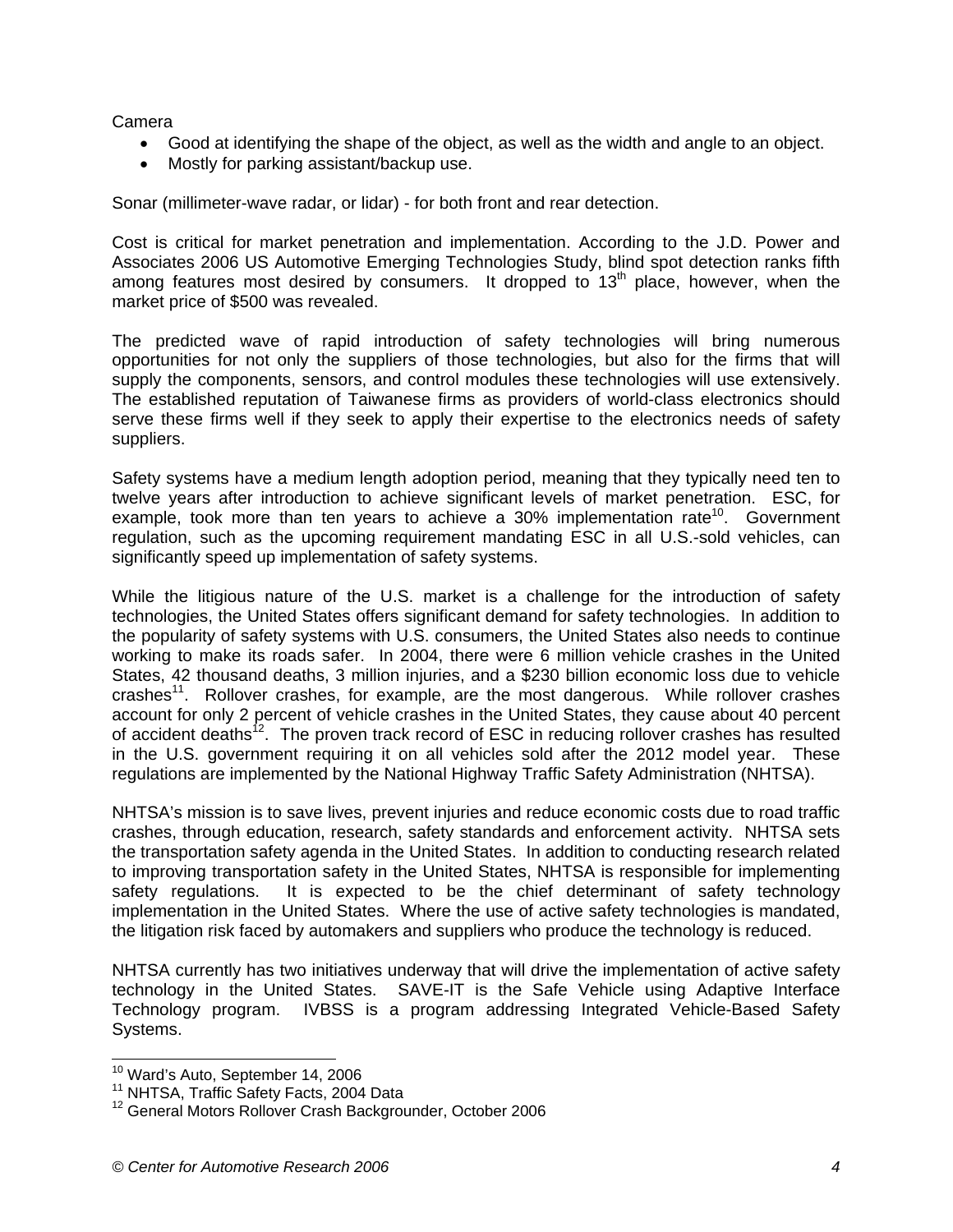Camera

- Good at identifying the shape of the object, as well as the width and angle to an object.
- Mostly for parking assistant/backup use.

Sonar (millimeter-wave radar, or lidar) - for both front and rear detection.

Cost is critical for market penetration and implementation. According to the J.D. Power and Associates 2006 US Automotive Emerging Technologies Study, blind spot detection ranks fifth among features most desired by consumers. It dropped to 13th place, however, when the market price of $500 was revealed.

The predicted wave of rapid introduction of safety technologies will bring numerous opportunities for not only the suppliers of those technologies, but also for the firms that will supply the components, sensors, and control modules these technologies will use extensively. The established reputation of Taiwanese firms as providers of world-class electronics should serve these firms well if they seek to apply their expertise to the electronics needs of safety suppliers.

Safety systems have a medium length adoption period, meaning that they typically need ten to twelve years after introduction to achieve significant levels of market penetration. ESC, for example, took more than ten years to achieve a 30% implementation rate[10]. Government regulation, such as the upcoming requirement mandating ESC in all U.S.-sold vehicles, can significantly speed up implementation of safety systems.

While the litigious nature of the U.S. market is a challenge for the introduction of safety technologies, the United States offers significant demand for safety technologies. In addition to the popularity of safety systems with U.S. consumers, the United States also needs to continue working to make its roads safer. In 2004, there were 6 million vehicle crashes in the United States, 42 thousand deaths, 3 million injuries, and a $230 billion economic loss due to vehicle crashes[11]. Rollover crashes, for example, are the most dangerous. While rollover crashes account for only 2 percent of vehicle crashes in the United States, they cause about 40 percent of accident deaths[12]. The proven track record of ESC in reducing rollover crashes has resulted in the U.S. government requiring it on all vehicles sold after the 2012 model year. These regulations are implemented by the National Highway Traffic Safety Administration (NHTSA).

NHTSA's mission is to save lives, prevent injuries and reduce economic costs due to road traffic crashes, through education, research, safety standards and enforcement activity. NHTSA sets the transportation safety agenda in the United States. In addition to conducting research related to improving transportation safety in the United States, NHTSA is responsible for implementing safety regulations. It is expected to be the chief determinant of safety technology implementation in the United States. Where the use of active safety technologies is mandated, the litigation risk faced by automakers and suppliers who produce the technology is reduced.

NHTSA currently has two initiatives underway that will drive the implementation of active safety technology in the United States. SAVE-IT is the Safe Vehicle using Adaptive Interface Technology program. IVBSS is a program addressing Integrated Vehicle-Based Safety Systems.

[10] Ward's Auto, September 14, 2006

[11] NHTSA, Traffic Safety Facts, 2004 Data

[12] General Motors Rollover Crash Backgrounder, October 2006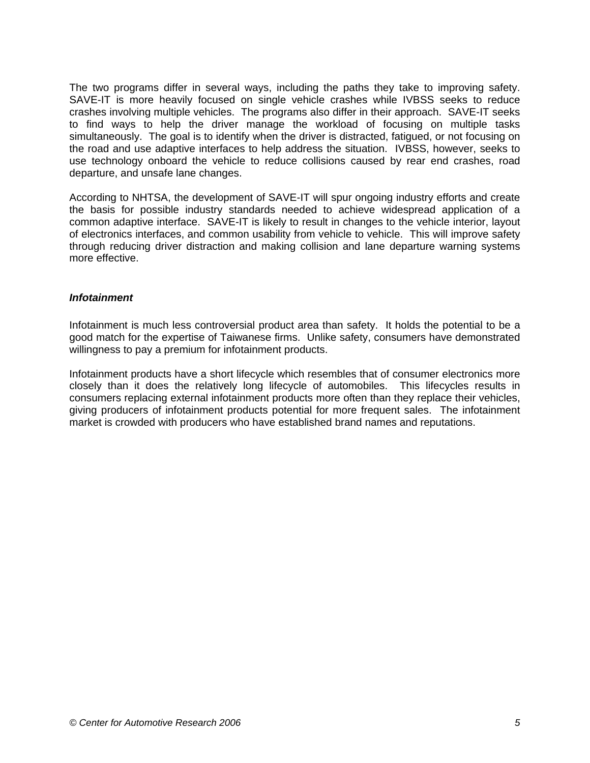The two programs differ in several ways, including the paths they take to improving safety. SAVE-IT is more heavily focused on single vehicle crashes while IVBSS seeks to reduce crashes involving multiple vehicles. The programs also differ in their approach. SAVE-IT seeks to find ways to help the driver manage the workload of focusing on multiple tasks simultaneously. The goal is to identify when the driver is distracted, fatigued, or not focusing on the road and use adaptive interfaces to help address the situation. IVBSS, however, seeks to use technology onboard the vehicle to reduce collisions caused by rear end crashes, road departure, and unsafe lane changes.

According to NHTSA, the development of SAVE-IT will spur ongoing industry efforts and create the basis for possible industry standards needed to achieve widespread application of a common adaptive interface. SAVE-IT is likely to result in changes to the vehicle interior, layout of electronics interfaces, and common usability from vehicle to vehicle. This will improve safety through reducing driver distraction and making collision and lane departure warning systems more effective.

***Infotainment***

Infotainment is much less controversial product area than safety. It holds the potential to be a good match for the expertise of Taiwanese firms. Unlike safety, consumers have demonstrated willingness to pay a premium for infotainment products.

Infotainment products have a short lifecycle which resembles that of consumer electronics more closely than it does the relatively long lifecycle of automobiles. This lifecycles results in consumers replacing external infotainment products more often than they replace their vehicles, giving producers of infotainment products potential for more frequent sales. The infotainment market is crowded with producers who have established brand names and reputations.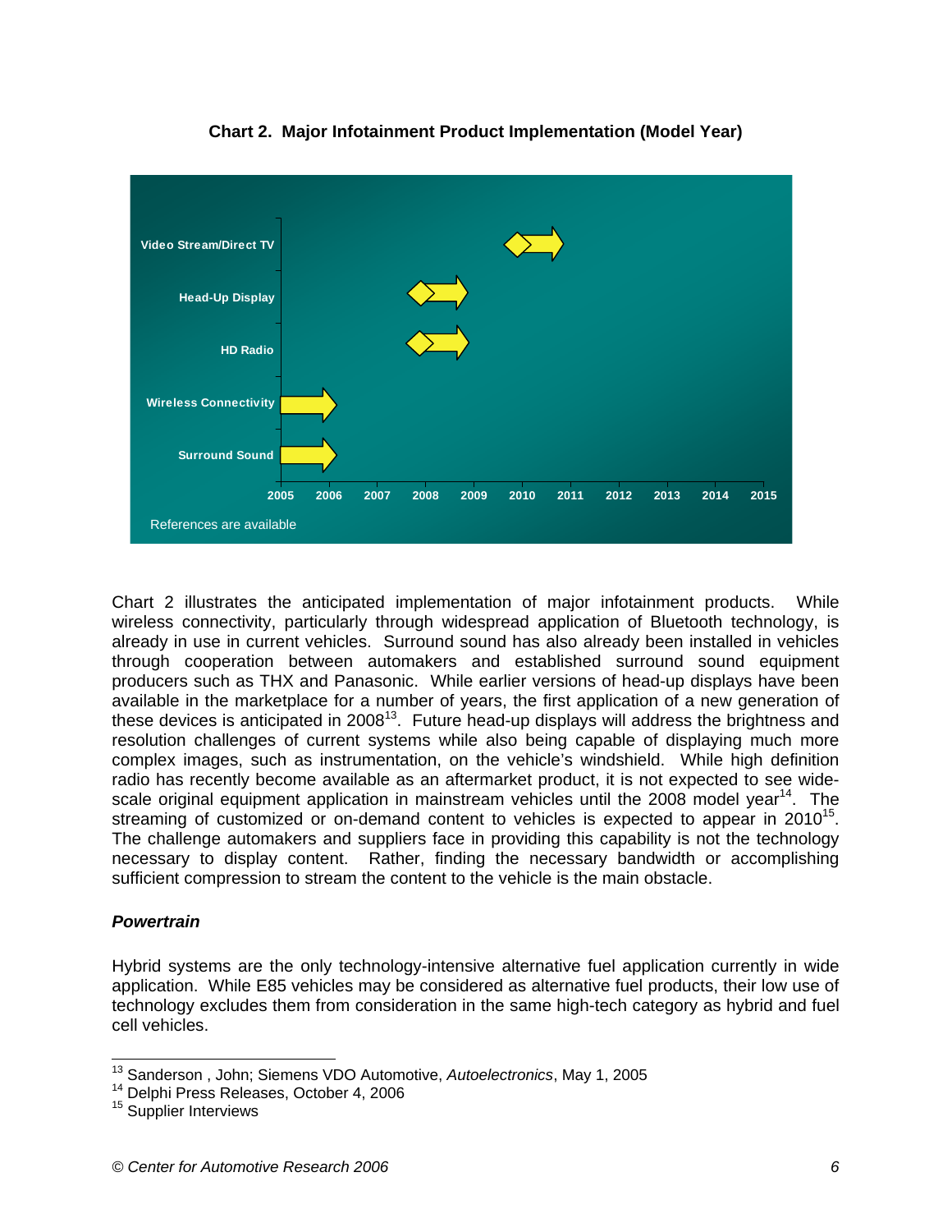**Chart 2. Major Infotainment Product Implementation (Model Year)**

| Product | Implementation |
|---|---|
| Video Stream/Direct TV | 2010 |
| Head-Up Display | 2008 |
| HD Radio | 2008 |
| Wireless Connectivity | 2005 |
| Surround Sound | 2005 |

References are available

Chart 2 illustrates the anticipated implementation of major infotainment products. While wireless connectivity, particularly through widespread application of Bluetooth technology, is already in use in current vehicles. Surround sound has also already been installed in vehicles through cooperation between automakers and established surround sound equipment producers such as THX and Panasonic. While earlier versions of head-up displays have been available in the marketplace for a number of years, the first application of a new generation of these devices is anticipated in 2008[13]. Future head-up displays will address the brightness and resolution challenges of current systems while also being capable of displaying much more complex images, such as instrumentation, on the vehicle's windshield. While high definition radio has recently become available as an aftermarket product, it is not expected to see wide-scale original equipment application in mainstream vehicles until the 2008 model year[14]. The streaming of customized or on-demand content to vehicles is expected to appear in 2010[15]. The challenge automakers and suppliers face in providing this capability is not the technology necessary to display content. Rather, finding the necessary bandwidth or accomplishing sufficient compression to stream the content to the vehicle is the main obstacle.

### *Powertrain*

Hybrid systems are the only technology-intensive alternative fuel application currently in wide application. While E85 vehicles may be considered as alternative fuel products, their low use of technology excludes them from consideration in the same high-tech category as hybrid and fuel cell vehicles.

---

[13] Sanderson , John; Siemens VDO Automotive, *Autoelectronics*, May 1, 2005

[14] Delphi Press Releases, October 4, 2006

[15] Supplier Interviews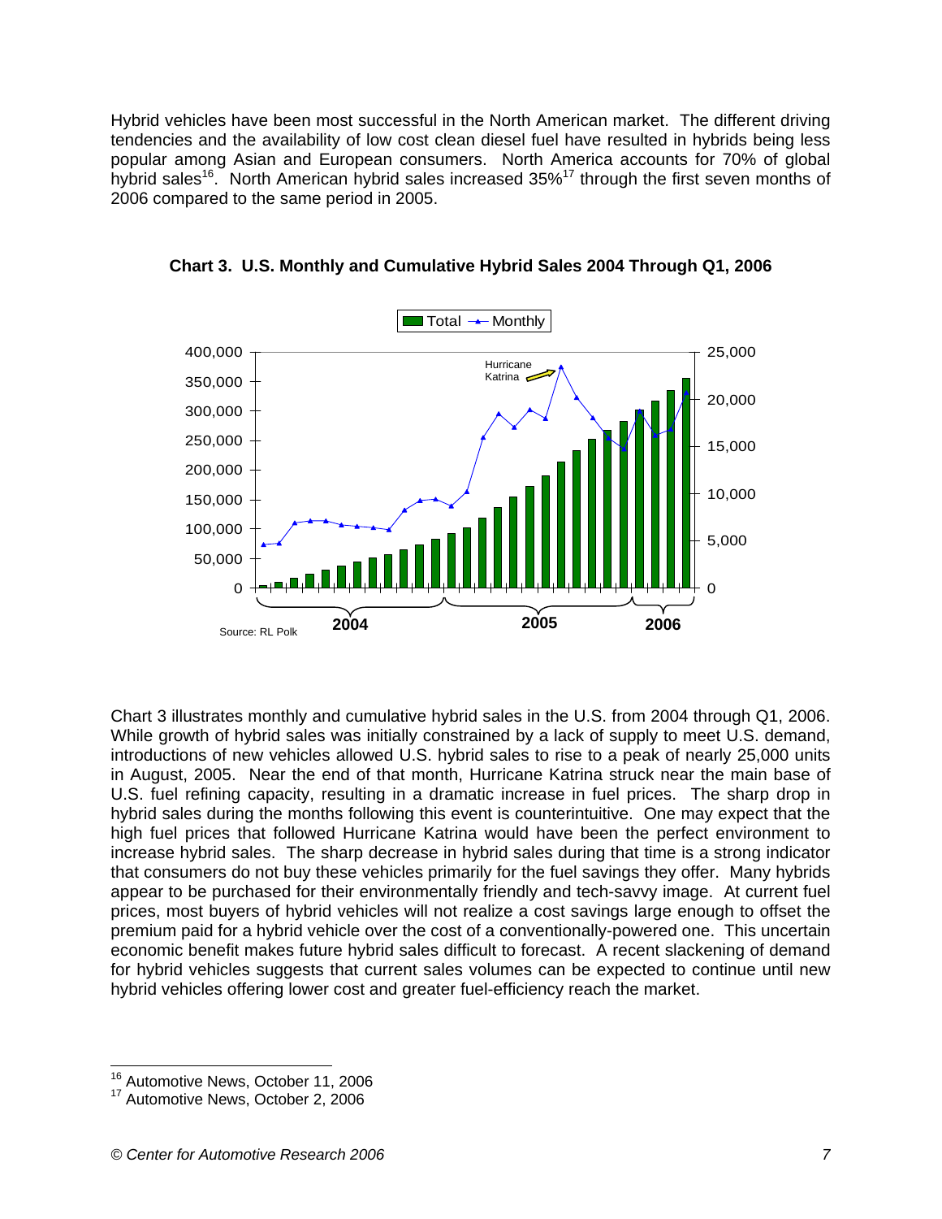Hybrid vehicles have been most successful in the North American market. The different driving tendencies and the availability of low cost clean diesel fuel have resulted in hybrids being less popular among Asian and European consumers. North America accounts for 70% of global hybrid sales[16]. North American hybrid sales increased 35%[17] through the first seven months of 2006 compared to the same period in 2005.

**Chart 3. U.S. Monthly and Cumulative Hybrid Sales 2004 Through Q1, 2006**

Source: RL Polk

Chart 3 illustrates monthly and cumulative hybrid sales in the U.S. from 2004 through Q1, 2006. While growth of hybrid sales was initially constrained by a lack of supply to meet U.S. demand, introductions of new vehicles allowed U.S. hybrid sales to rise to a peak of nearly 25,000 units in August, 2005. Near the end of that month, Hurricane Katrina struck near the main base of U.S. fuel refining capacity, resulting in a dramatic increase in fuel prices. The sharp drop in hybrid sales during the months following this event is counterintuitive. One may expect that the high fuel prices that followed Hurricane Katrina would have been the perfect environment to increase hybrid sales. The sharp decrease in hybrid sales during that time is a strong indicator that consumers do not buy these vehicles primarily for the fuel savings they offer. Many hybrids appear to be purchased for their environmentally friendly and tech-savvy image. At current fuel prices, most buyers of hybrid vehicles will not realize a cost savings large enough to offset the premium paid for a hybrid vehicle over the cost of a conventionally-powered one. This uncertain economic benefit makes future hybrid sales difficult to forecast. A recent slackening of demand for hybrid vehicles suggests that current sales volumes can be expected to continue until new hybrid vehicles offering lower cost and greater fuel-efficiency reach the market.

---

[16] Automotive News, October 11, 2006

[17] Automotive News, October 2, 2006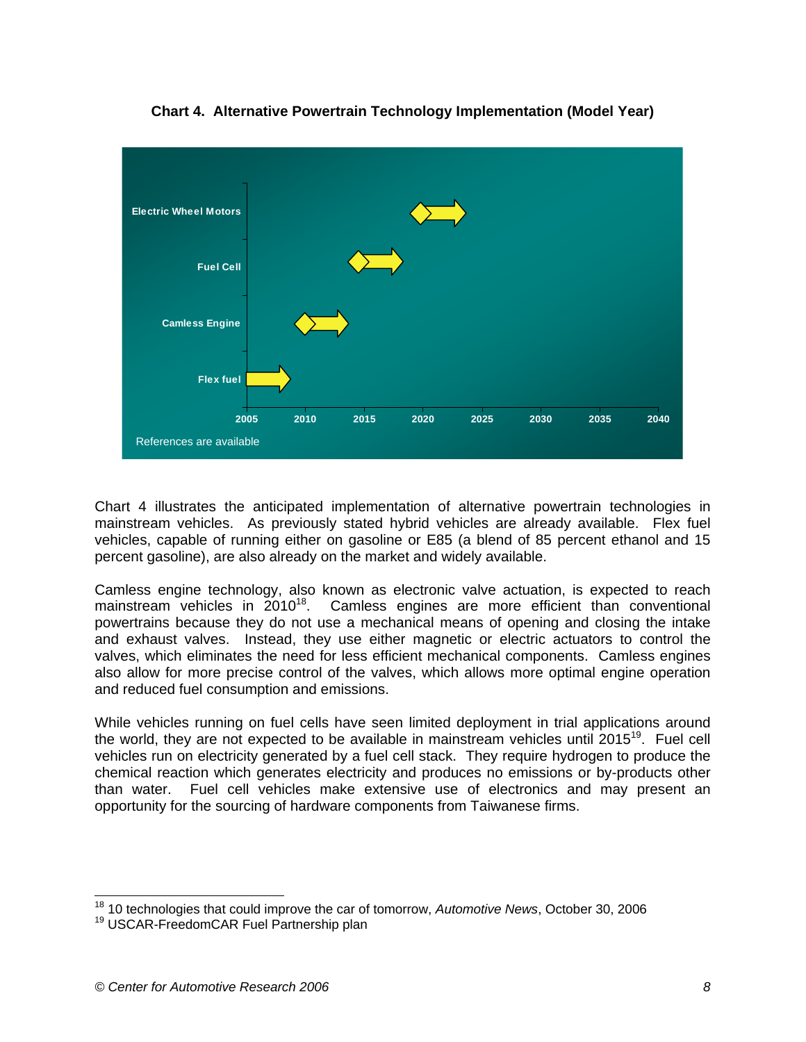**Chart 4. Alternative Powertrain Technology Implementation (Model Year)**

Electric Wheel Motors

Fuel Cell

Camless Engine

Flex fuel

2005 2010 2015 2020 2025 2030 2035 2040

References are available

Chart 4 illustrates the anticipated implementation of alternative powertrain technologies in mainstream vehicles. As previously stated hybrid vehicles are already available. Flex fuel vehicles, capable of running either on gasoline or E85 (a blend of 85 percent ethanol and 15 percent gasoline), are also already on the market and widely available.

Camless engine technology, also known as electronic valve actuation, is expected to reach mainstream vehicles in 2010[18]. Camless engines are more efficient than conventional powertrains because they do not use a mechanical means of opening and closing the intake and exhaust valves. Instead, they use either magnetic or electric actuators to control the valves, which eliminates the need for less efficient mechanical components. Camless engines also allow for more precise control of the valves, which allows more optimal engine operation and reduced fuel consumption and emissions.

While vehicles running on fuel cells have seen limited deployment in trial applications around the world, they are not expected to be available in mainstream vehicles until 2015[19]. Fuel cell vehicles run on electricity generated by a fuel cell stack. They require hydrogen to produce the chemical reaction which generates electricity and produces no emissions or by-products other than water. Fuel cell vehicles make extensive use of electronics and may present an opportunity for the sourcing of hardware components from Taiwanese firms.

---

[18] 10 technologies that could improve the car of tomorrow, *Automotive News*, October 30, 2006

[19] USCAR-FreedomCAR Fuel Partnership plan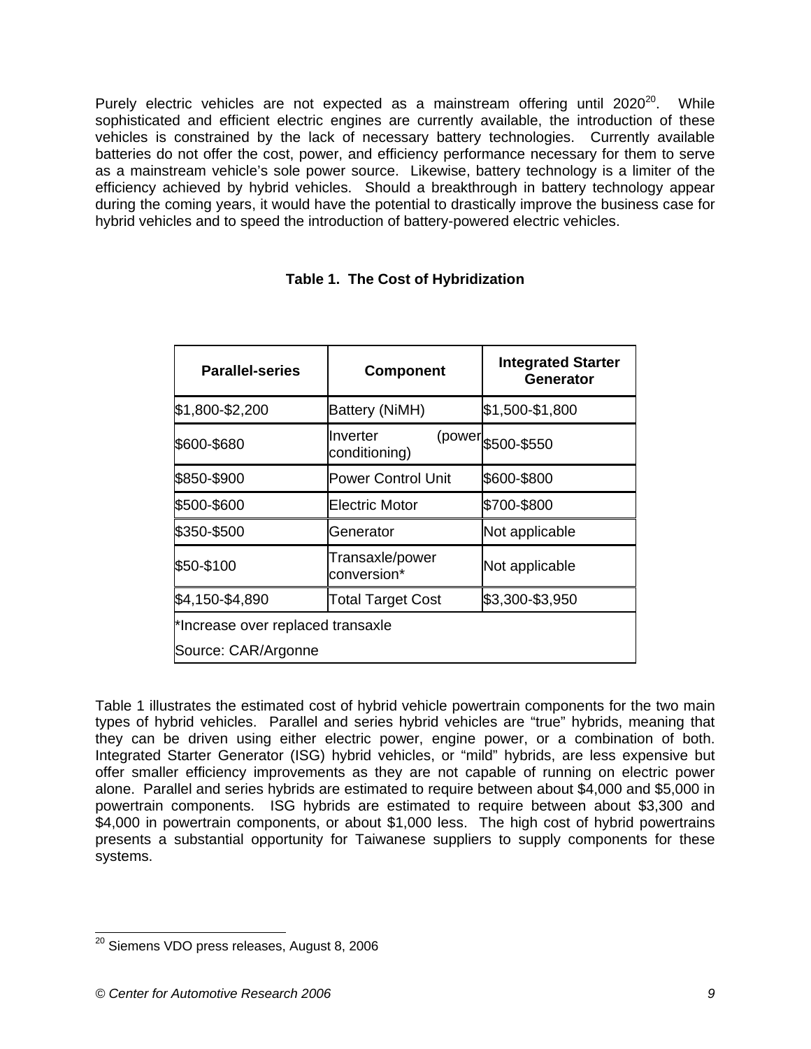Purely electric vehicles are not expected as a mainstream offering until 2020[20]. While sophisticated and efficient electric engines are currently available, the introduction of these vehicles is constrained by the lack of necessary battery technologies. Currently available batteries do not offer the cost, power, and efficiency performance necessary for them to serve as a mainstream vehicle's sole power source. Likewise, battery technology is a limiter of the efficiency achieved by hybrid vehicles. Should a breakthrough in battery technology appear during the coming years, it would have the potential to drastically improve the business case for hybrid vehicles and to speed the introduction of battery-powered electric vehicles.

**Table 1. The Cost of Hybridization**

| Parallel-series | Component | Integrated Starter Generator |
|---|---|---|
| $1,800-$2,200 | Battery (NiMH) | $1,500-$1,800 |
| $600-$680 | Inverter (power conditioning) | $500-$550 |
| $850-$900 | Power Control Unit | $600-$800 |
| $500-$600 | Electric Motor | $700-$800 |
| $350-$500 | Generator | Not applicable |
| $50-$100 | Transaxle/power conversion* | Not applicable |
| $4,150-$4,890 | Total Target Cost | $3,300-$3,950 |
| *Increase over replaced transaxle | | |
| Source: CAR/Argonne | | |

Table 1 illustrates the estimated cost of hybrid vehicle powertrain components for the two main types of hybrid vehicles. Parallel and series hybrid vehicles are "true" hybrids, meaning that they can be driven using either electric power, engine power, or a combination of both. Integrated Starter Generator (ISG) hybrid vehicles, or "mild" hybrids, are less expensive but offer smaller efficiency improvements as they are not capable of running on electric power alone. Parallel and series hybrids are estimated to require between about $4,000 and $5,000 in powertrain components. ISG hybrids are estimated to require between about $3,300 and $4,000 in powertrain components, or about $1,000 less. The high cost of hybrid powertrains presents a substantial opportunity for Taiwanese suppliers to supply components for these systems.

---

[20] Siemens VDO press releases, August 8, 2006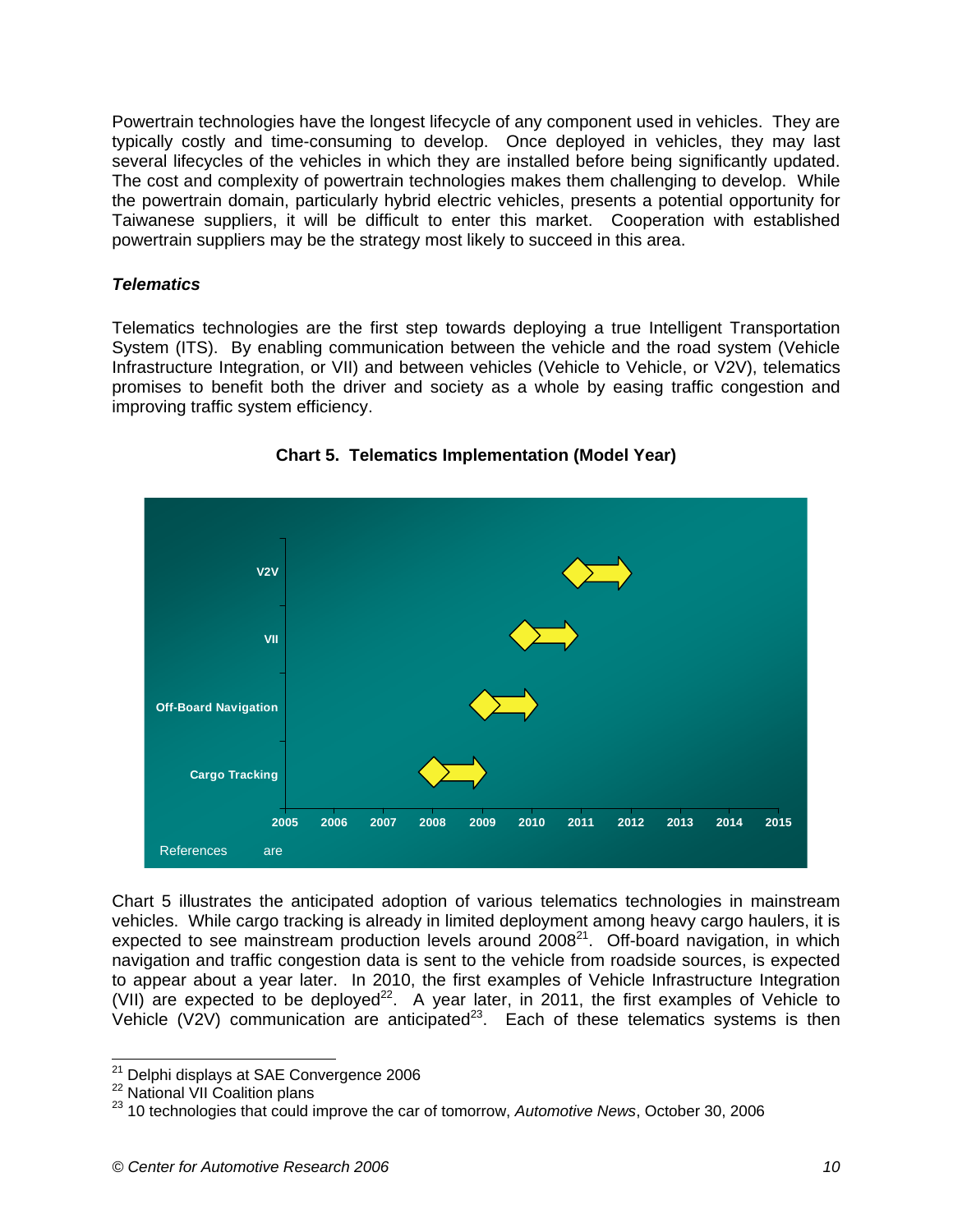Powertrain technologies have the longest lifecycle of any component used in vehicles. They are typically costly and time-consuming to develop. Once deployed in vehicles, they may last several lifecycles of the vehicles in which they are installed before being significantly updated. The cost and complexity of powertrain technologies makes them challenging to develop. While the powertrain domain, particularly hybrid electric vehicles, presents a potential opportunity for Taiwanese suppliers, it will be difficult to enter this market. Cooperation with established powertrain suppliers may be the strategy most likely to succeed in this area.

### *Telematics*

Telematics technologies are the first step towards deploying a true Intelligent Transportation System (ITS). By enabling communication between the vehicle and the road system (Vehicle Infrastructure Integration, or VII) and between vehicles (Vehicle to Vehicle, or V2V), telematics promises to benefit both the driver and society as a whole by easing traffic congestion and improving traffic system efficiency.

**Chart 5. Telematics Implementation (Model Year)**

| Technology | Implementation (Model Year) |
|---|---|
| V2V | 2011 → |
| VII | 2010 → |
| Off-Board Navigation | 2009 → |
| Cargo Tracking | 2008 → |

References are

Chart 5 illustrates the anticipated adoption of various telematics technologies in mainstream vehicles. While cargo tracking is already in limited deployment among heavy cargo haulers, it is expected to see mainstream production levels around 2008[21]. Off-board navigation, in which navigation and traffic congestion data is sent to the vehicle from roadside sources, is expected to appear about a year later. In 2010, the first examples of Vehicle Infrastructure Integration (VII) are expected to be deployed[22]. A year later, in 2011, the first examples of Vehicle to Vehicle (V2V) communication are anticipated[23]. Each of these telematics systems is then

---

[21] Delphi displays at SAE Convergence 2006

[22] National VII Coalition plans

[23] 10 technologies that could improve the car of tomorrow, *Automotive News*, October 30, 2006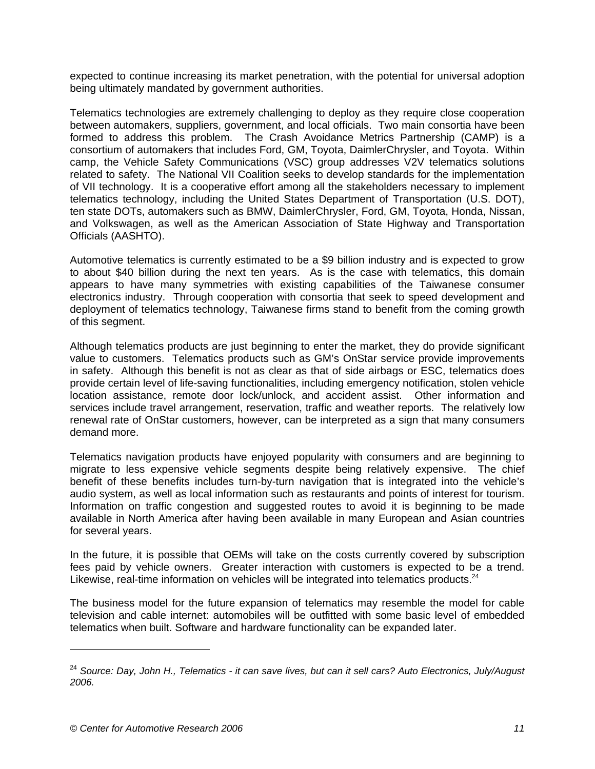expected to continue increasing its market penetration, with the potential for universal adoption being ultimately mandated by government authorities.

Telematics technologies are extremely challenging to deploy as they require close cooperation between automakers, suppliers, government, and local officials. Two main consortia have been formed to address this problem. The Crash Avoidance Metrics Partnership (CAMP) is a consortium of automakers that includes Ford, GM, Toyota, DaimlerChrysler, and Toyota. Within camp, the Vehicle Safety Communications (VSC) group addresses V2V telematics solutions related to safety. The National VII Coalition seeks to develop standards for the implementation of VII technology. It is a cooperative effort among all the stakeholders necessary to implement telematics technology, including the United States Department of Transportation (U.S. DOT), ten state DOTs, automakers such as BMW, DaimlerChrysler, Ford, GM, Toyota, Honda, Nissan, and Volkswagen, as well as the American Association of State Highway and Transportation Officials (AASHTO).

Automotive telematics is currently estimated to be a $9 billion industry and is expected to grow to about $40 billion during the next ten years. As is the case with telematics, this domain appears to have many symmetries with existing capabilities of the Taiwanese consumer electronics industry. Through cooperation with consortia that seek to speed development and deployment of telematics technology, Taiwanese firms stand to benefit from the coming growth of this segment.

Although telematics products are just beginning to enter the market, they do provide significant value to customers. Telematics products such as GM's OnStar service provide improvements in safety. Although this benefit is not as clear as that of side airbags or ESC, telematics does provide certain level of life-saving functionalities, including emergency notification, stolen vehicle location assistance, remote door lock/unlock, and accident assist. Other information and services include travel arrangement, reservation, traffic and weather reports. The relatively low renewal rate of OnStar customers, however, can be interpreted as a sign that many consumers demand more.

Telematics navigation products have enjoyed popularity with consumers and are beginning to migrate to less expensive vehicle segments despite being relatively expensive. The chief benefit of these benefits includes turn-by-turn navigation that is integrated into the vehicle's audio system, as well as local information such as restaurants and points of interest for tourism. Information on traffic congestion and suggested routes to avoid it is beginning to be made available in North America after having been available in many European and Asian countries for several years.

In the future, it is possible that OEMs will take on the costs currently covered by subscription fees paid by vehicle owners. Greater interaction with customers is expected to be a trend. Likewise, real-time information on vehicles will be integrated into telematics products.[24]

The business model for the future expansion of telematics may resemble the model for cable television and cable internet: automobiles will be outfitted with some basic level of embedded telematics when built. Software and hardware functionality can be expanded later.

---

[24] *Source: Day, John H., Telematics - it can save lives, but can it sell cars? Auto Electronics, July/August 2006.*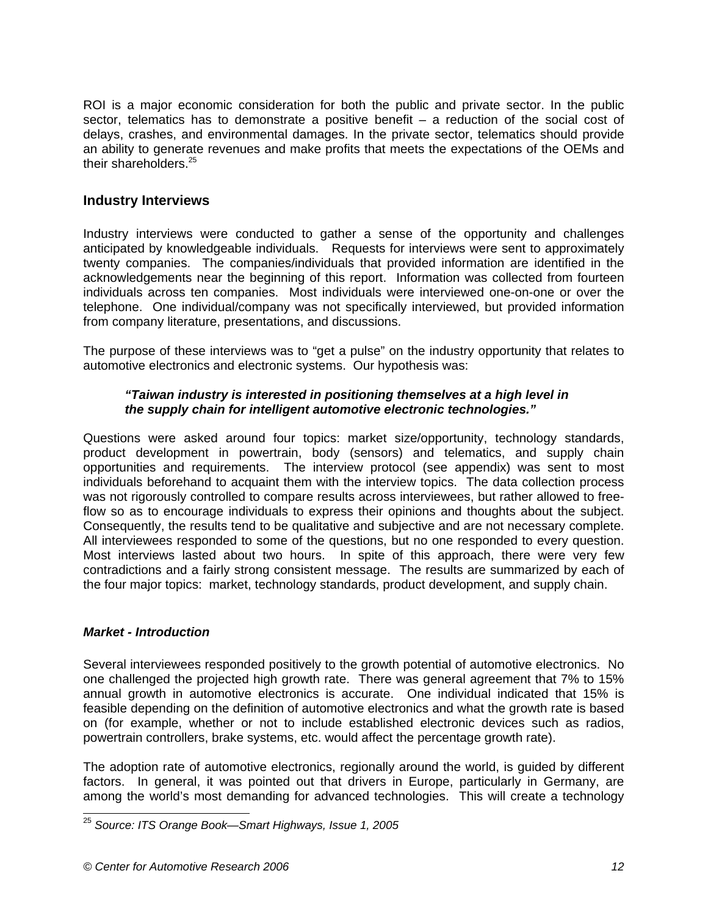ROI is a major economic consideration for both the public and private sector. In the public sector, telematics has to demonstrate a positive benefit – a reduction of the social cost of delays, crashes, and environmental damages. In the private sector, telematics should provide an ability to generate revenues and make profits that meets the expectations of the OEMs and their shareholders.[25]

## Industry Interviews

Industry interviews were conducted to gather a sense of the opportunity and challenges anticipated by knowledgeable individuals. Requests for interviews were sent to approximately twenty companies. The companies/individuals that provided information are identified in the acknowledgements near the beginning of this report. Information was collected from fourteen individuals across ten companies. Most individuals were interviewed one-on-one or over the telephone. One individual/company was not specifically interviewed, but provided information from company literature, presentations, and discussions.

The purpose of these interviews was to "get a pulse" on the industry opportunity that relates to automotive electronics and electronic systems. Our hypothesis was:

> ***"Taiwan industry is interested in positioning themselves at a high level in the supply chain for intelligent automotive electronic technologies."***

Questions were asked around four topics: market size/opportunity, technology standards, product development in powertrain, body (sensors) and telematics, and supply chain opportunities and requirements. The interview protocol (see appendix) was sent to most individuals beforehand to acquaint them with the interview topics. The data collection process was not rigorously controlled to compare results across interviewees, but rather allowed to free-flow so as to encourage individuals to express their opinions and thoughts about the subject. Consequently, the results tend to be qualitative and subjective and are not necessary complete. All interviewees responded to some of the questions, but no one responded to every question. Most interviews lasted about two hours. In spite of this approach, there were very few contradictions and a fairly strong consistent message. The results are summarized by each of the four major topics: market, technology standards, product development, and supply chain.

### *Market - Introduction*

Several interviewees responded positively to the growth potential of automotive electronics. No one challenged the projected high growth rate. There was general agreement that 7% to 15% annual growth in automotive electronics is accurate. One individual indicated that 15% is feasible depending on the definition of automotive electronics and what the growth rate is based on (for example, whether or not to include established electronic devices such as radios, powertrain controllers, brake systems, etc. would affect the percentage growth rate).

The adoption rate of automotive electronics, regionally around the world, is guided by different factors. In general, it was pointed out that drivers in Europe, particularly in Germany, are among the world's most demanding for advanced technologies. This will create a technology

[25] *Source: ITS Orange Book—Smart Highways, Issue 1, 2005*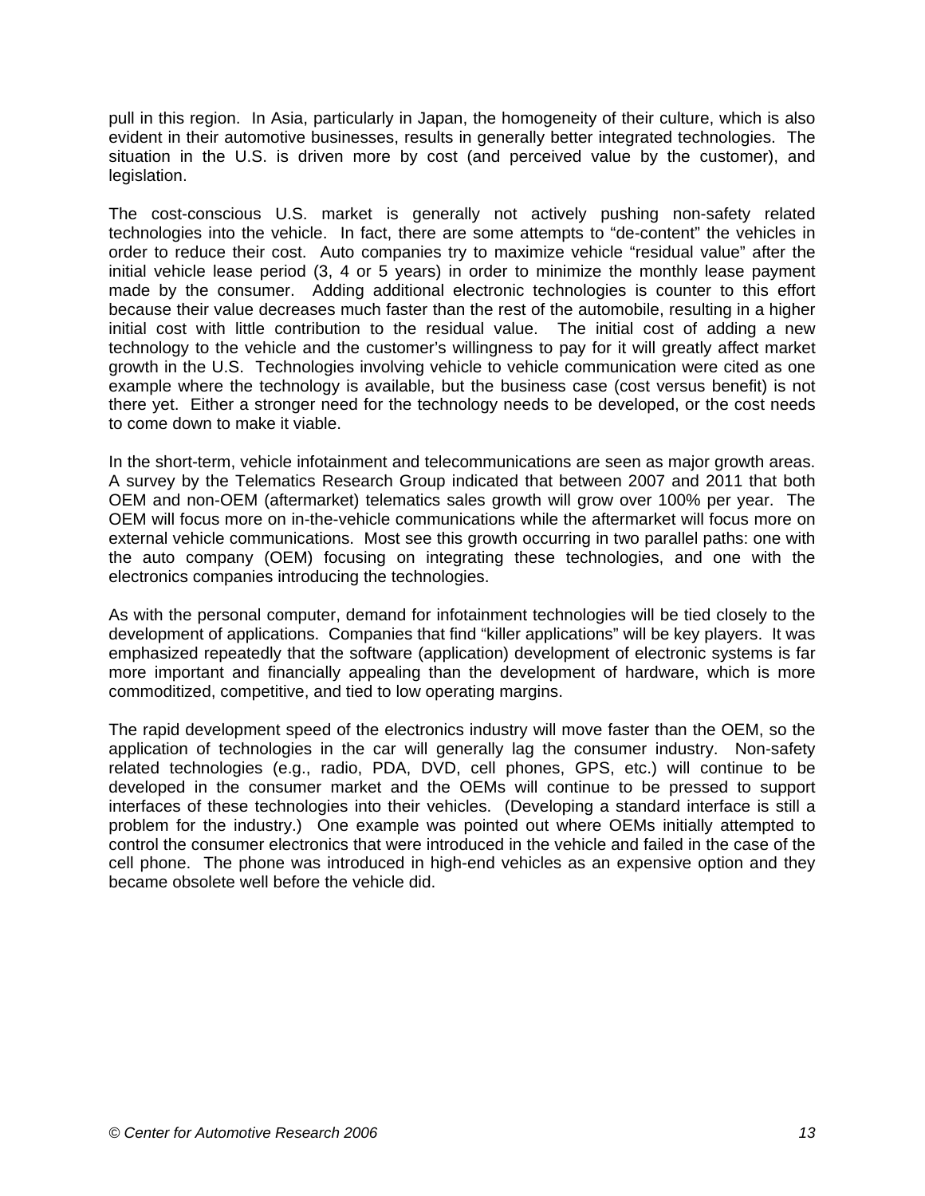pull in this region. In Asia, particularly in Japan, the homogeneity of their culture, which is also evident in their automotive businesses, results in generally better integrated technologies. The situation in the U.S. is driven more by cost (and perceived value by the customer), and legislation.

The cost-conscious U.S. market is generally not actively pushing non-safety related technologies into the vehicle. In fact, there are some attempts to "de-content" the vehicles in order to reduce their cost. Auto companies try to maximize vehicle "residual value" after the initial vehicle lease period (3, 4 or 5 years) in order to minimize the monthly lease payment made by the consumer. Adding additional electronic technologies is counter to this effort because their value decreases much faster than the rest of the automobile, resulting in a higher initial cost with little contribution to the residual value. The initial cost of adding a new technology to the vehicle and the customer's willingness to pay for it will greatly affect market growth in the U.S. Technologies involving vehicle to vehicle communication were cited as one example where the technology is available, but the business case (cost versus benefit) is not there yet. Either a stronger need for the technology needs to be developed, or the cost needs to come down to make it viable.

In the short-term, vehicle infotainment and telecommunications are seen as major growth areas. A survey by the Telematics Research Group indicated that between 2007 and 2011 that both OEM and non-OEM (aftermarket) telematics sales growth will grow over 100% per year. The OEM will focus more on in-the-vehicle communications while the aftermarket will focus more on external vehicle communications. Most see this growth occurring in two parallel paths: one with the auto company (OEM) focusing on integrating these technologies, and one with the electronics companies introducing the technologies.

As with the personal computer, demand for infotainment technologies will be tied closely to the development of applications. Companies that find "killer applications" will be key players. It was emphasized repeatedly that the software (application) development of electronic systems is far more important and financially appealing than the development of hardware, which is more commoditized, competitive, and tied to low operating margins.

The rapid development speed of the electronics industry will move faster than the OEM, so the application of technologies in the car will generally lag the consumer industry. Non-safety related technologies (e.g., radio, PDA, DVD, cell phones, GPS, etc.) will continue to be developed in the consumer market and the OEMs will continue to be pressed to support interfaces of these technologies into their vehicles. (Developing a standard interface is still a problem for the industry.) One example was pointed out where OEMs initially attempted to control the consumer electronics that were introduced in the vehicle and failed in the case of the cell phone. The phone was introduced in high-end vehicles as an expensive option and they became obsolete well before the vehicle did.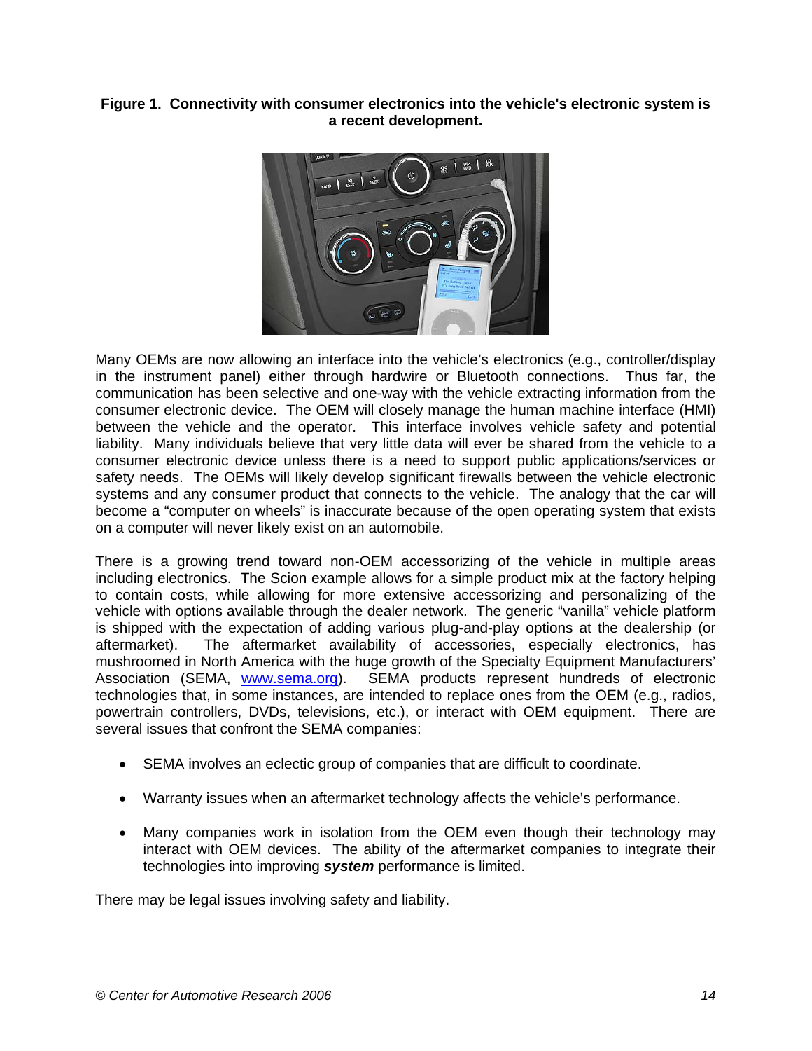**Figure 1. Connectivity with consumer electronics into the vehicle's electronic system is a recent development.**

Many OEMs are now allowing an interface into the vehicle's electronics (e.g., controller/display in the instrument panel) either through hardwire or Bluetooth connections. Thus far, the communication has been selective and one-way with the vehicle extracting information from the consumer electronic device. The OEM will closely manage the human machine interface (HMI) between the vehicle and the operator. This interface involves vehicle safety and potential liability. Many individuals believe that very little data will ever be shared from the vehicle to a consumer electronic device unless there is a need to support public applications/services or safety needs. The OEMs will likely develop significant firewalls between the vehicle electronic systems and any consumer product that connects to the vehicle. The analogy that the car will become a "computer on wheels" is inaccurate because of the open operating system that exists on a computer will never likely exist on an automobile.

There is a growing trend toward non-OEM accessorizing of the vehicle in multiple areas including electronics. The Scion example allows for a simple product mix at the factory helping to contain costs, while allowing for more extensive accessorizing and personalizing of the vehicle with options available through the dealer network. The generic "vanilla" vehicle platform is shipped with the expectation of adding various plug-and-play options at the dealership (or aftermarket). The aftermarket availability of accessories, especially electronics, has mushroomed in North America with the huge growth of the Specialty Equipment Manufacturers' Association (SEMA, www.sema.org). SEMA products represent hundreds of electronic technologies that, in some instances, are intended to replace ones from the OEM (e.g., radios, powertrain controllers, DVDs, televisions, etc.), or interact with OEM equipment. There are several issues that confront the SEMA companies:

- SEMA involves an eclectic group of companies that are difficult to coordinate.
- Warranty issues when an aftermarket technology affects the vehicle's performance.
- Many companies work in isolation from the OEM even though their technology may interact with OEM devices. The ability of the aftermarket companies to integrate their technologies into improving ***system*** performance is limited.

There may be legal issues involving safety and liability.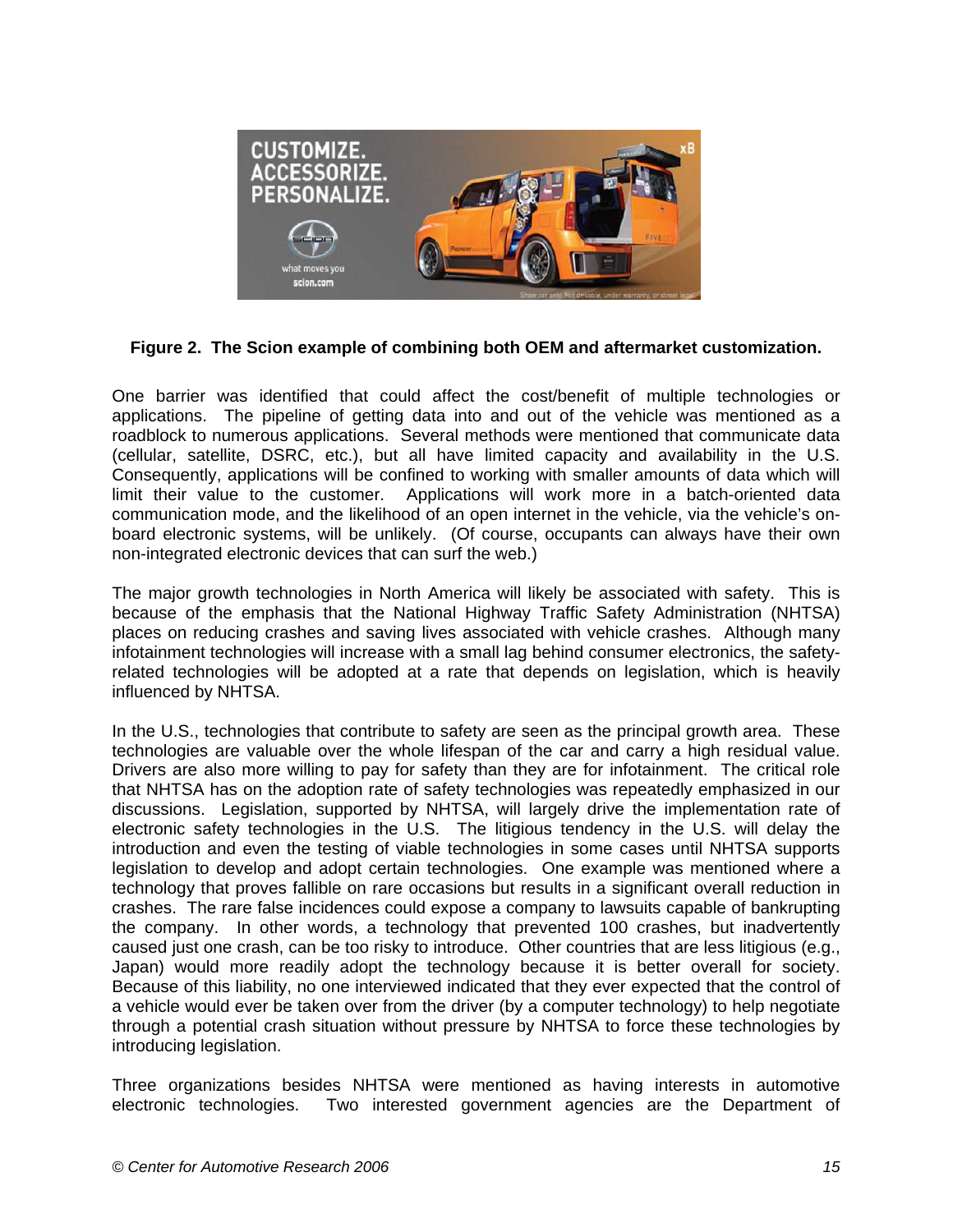**Figure 2. The Scion example of combining both OEM and aftermarket customization.**

One barrier was identified that could affect the cost/benefit of multiple technologies or applications. The pipeline of getting data into and out of the vehicle was mentioned as a roadblock to numerous applications. Several methods were mentioned that communicate data (cellular, satellite, DSRC, etc.), but all have limited capacity and availability in the U.S. Consequently, applications will be confined to working with smaller amounts of data which will limit their value to the customer. Applications will work more in a batch-oriented data communication mode, and the likelihood of an open internet in the vehicle, via the vehicle's on-board electronic systems, will be unlikely. (Of course, occupants can always have their own non-integrated electronic devices that can surf the web.)

The major growth technologies in North America will likely be associated with safety. This is because of the emphasis that the National Highway Traffic Safety Administration (NHTSA) places on reducing crashes and saving lives associated with vehicle crashes. Although many infotainment technologies will increase with a small lag behind consumer electronics, the safety-related technologies will be adopted at a rate that depends on legislation, which is heavily influenced by NHTSA.

In the U.S., technologies that contribute to safety are seen as the principal growth area. These technologies are valuable over the whole lifespan of the car and carry a high residual value. Drivers are also more willing to pay for safety than they are for infotainment. The critical role that NHTSA has on the adoption rate of safety technologies was repeatedly emphasized in our discussions. Legislation, supported by NHTSA, will largely drive the implementation rate of electronic safety technologies in the U.S. The litigious tendency in the U.S. will delay the introduction and even the testing of viable technologies in some cases until NHTSA supports legislation to develop and adopt certain technologies. One example was mentioned where a technology that proves fallible on rare occasions but results in a significant overall reduction in crashes. The rare false incidences could expose a company to lawsuits capable of bankrupting the company. In other words, a technology that prevented 100 crashes, but inadvertently caused just one crash, can be too risky to introduce. Other countries that are less litigious (e.g., Japan) would more readily adopt the technology because it is better overall for society. Because of this liability, no one interviewed indicated that they ever expected that the control of a vehicle would ever be taken over from the driver (by a computer technology) to help negotiate through a potential crash situation without pressure by NHTSA to force these technologies by introducing legislation.

Three organizations besides NHTSA were mentioned as having interests in automotive electronic technologies. Two interested government agencies are the Department of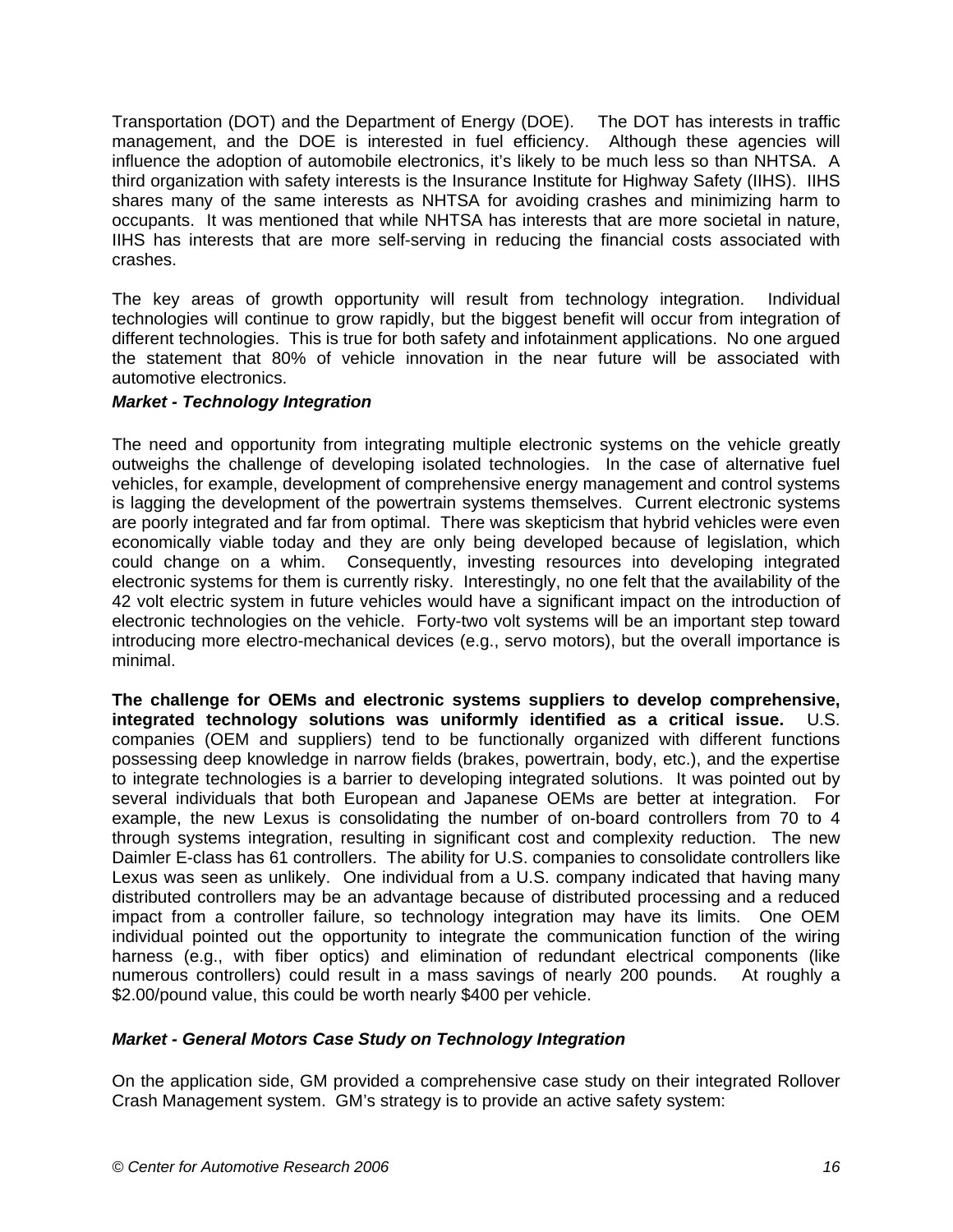Transportation (DOT) and the Department of Energy (DOE). The DOT has interests in traffic management, and the DOE is interested in fuel efficiency. Although these agencies will influence the adoption of automobile electronics, it's likely to be much less so than NHTSA. A third organization with safety interests is the Insurance Institute for Highway Safety (IIHS). IIHS shares many of the same interests as NHTSA for avoiding crashes and minimizing harm to occupants. It was mentioned that while NHTSA has interests that are more societal in nature, IIHS has interests that are more self-serving in reducing the financial costs associated with crashes.

The key areas of growth opportunity will result from technology integration. Individual technologies will continue to grow rapidly, but the biggest benefit will occur from integration of different technologies. This is true for both safety and infotainment applications. No one argued the statement that 80% of vehicle innovation in the near future will be associated with automotive electronics.

### ***Market - Technology Integration***

The need and opportunity from integrating multiple electronic systems on the vehicle greatly outweighs the challenge of developing isolated technologies. In the case of alternative fuel vehicles, for example, development of comprehensive energy management and control systems is lagging the development of the powertrain systems themselves. Current electronic systems are poorly integrated and far from optimal. There was skepticism that hybrid vehicles were even economically viable today and they are only being developed because of legislation, which could change on a whim. Consequently, investing resources into developing integrated electronic systems for them is currently risky. Interestingly, no one felt that the availability of the 42 volt electric system in future vehicles would have a significant impact on the introduction of electronic technologies on the vehicle. Forty-two volt systems will be an important step toward introducing more electro-mechanical devices (e.g., servo motors), but the overall importance is minimal.

**The challenge for OEMs and electronic systems suppliers to develop comprehensive, integrated technology solutions was uniformly identified as a critical issue.** U.S. companies (OEM and suppliers) tend to be functionally organized with different functions possessing deep knowledge in narrow fields (brakes, powertrain, body, etc.), and the expertise to integrate technologies is a barrier to developing integrated solutions. It was pointed out by several individuals that both European and Japanese OEMs are better at integration. For example, the new Lexus is consolidating the number of on-board controllers from 70 to 4 through systems integration, resulting in significant cost and complexity reduction. The new Daimler E-class has 61 controllers. The ability for U.S. companies to consolidate controllers like Lexus was seen as unlikely. One individual from a U.S. company indicated that having many distributed controllers may be an advantage because of distributed processing and a reduced impact from a controller failure, so technology integration may have its limits. One OEM individual pointed out the opportunity to integrate the communication function of the wiring harness (e.g., with fiber optics) and elimination of redundant electrical components (like numerous controllers) could result in a mass savings of nearly 200 pounds. At roughly a $2.00/pound value, this could be worth nearly $400 per vehicle.

### ***Market - General Motors Case Study on Technology Integration***

On the application side, GM provided a comprehensive case study on their integrated Rollover Crash Management system. GM's strategy is to provide an active safety system: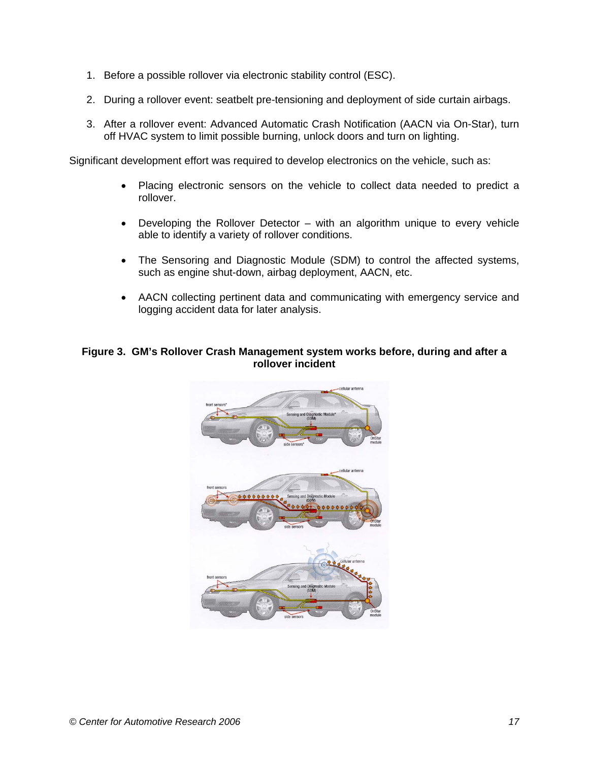1. Before a possible rollover via electronic stability control (ESC).

2. During a rollover event: seatbelt pre-tensioning and deployment of side curtain airbags.

3. After a rollover event: Advanced Automatic Crash Notification (AACN via On-Star), turn off HVAC system to limit possible burning, unlock doors and turn on lighting.

Significant development effort was required to develop electronics on the vehicle, such as:

- Placing electronic sensors on the vehicle to collect data needed to predict a rollover.

- Developing the Rollover Detector – with an algorithm unique to every vehicle able to identify a variety of rollover conditions.

- The Sensoring and Diagnostic Module (SDM) to control the affected systems, such as engine shut-down, airbag deployment, AACN, etc.

- AACN collecting pertinent data and communicating with emergency service and logging accident data for later analysis.

**Figure 3. GM's Rollover Crash Management system works before, during and after a rollover incident**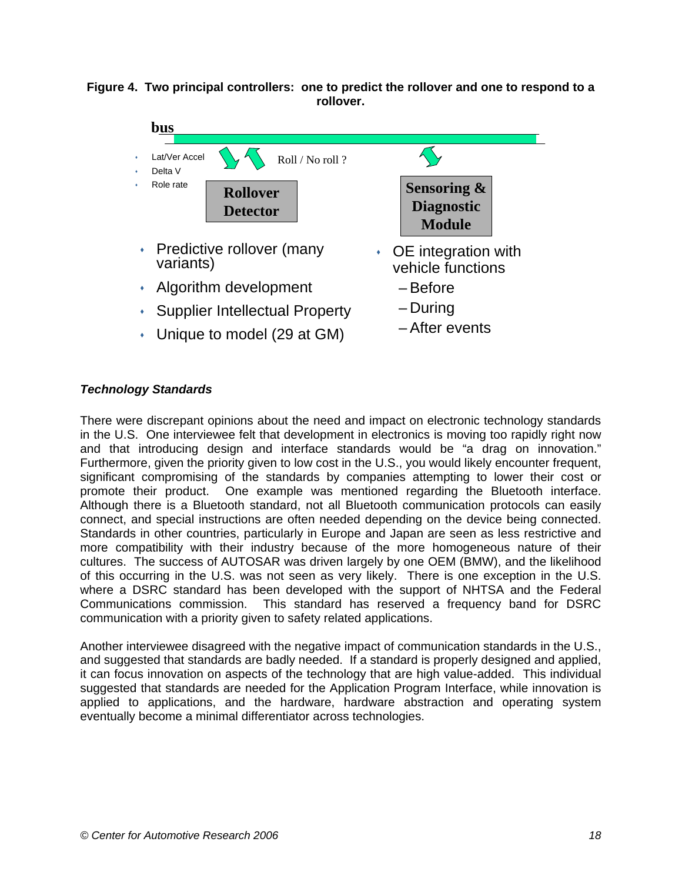**Figure 4. Two principal controllers: one to predict the rollover and one to respond to a rollover.**

**bus**

- Lat/Ver Accel
- Delta V
- Role rate

Roll / No roll ?

**Rollover Detector**

**Sensoring & Diagnostic Module**

- Predictive rollover (many variants)
- Algorithm development
- Supplier Intellectual Property
- Unique to model (29 at GM)

- OE integration with vehicle functions
  - Before
  - During
  - After events

***Technology Standards***

There were discrepant opinions about the need and impact on electronic technology standards in the U.S. One interviewee felt that development in electronics is moving too rapidly right now and that introducing design and interface standards would be "a drag on innovation." Furthermore, given the priority given to low cost in the U.S., you would likely encounter frequent, significant compromising of the standards by companies attempting to lower their cost or promote their product. One example was mentioned regarding the Bluetooth interface. Although there is a Bluetooth standard, not all Bluetooth communication protocols can easily connect, and special instructions are often needed depending on the device being connected. Standards in other countries, particularly in Europe and Japan are seen as less restrictive and more compatibility with their industry because of the more homogeneous nature of their cultures. The success of AUTOSAR was driven largely by one OEM (BMW), and the likelihood of this occurring in the U.S. was not seen as very likely. There is one exception in the U.S. where a DSRC standard has been developed with the support of NHTSA and the Federal Communications commission. This standard has reserved a frequency band for DSRC communication with a priority given to safety related applications.

Another interviewee disagreed with the negative impact of communication standards in the U.S., and suggested that standards are badly needed. If a standard is properly designed and applied, it can focus innovation on aspects of the technology that are high value-added. This individual suggested that standards are needed for the Application Program Interface, while innovation is applied to applications, and the hardware, hardware abstraction and operating system eventually become a minimal differentiator across technologies.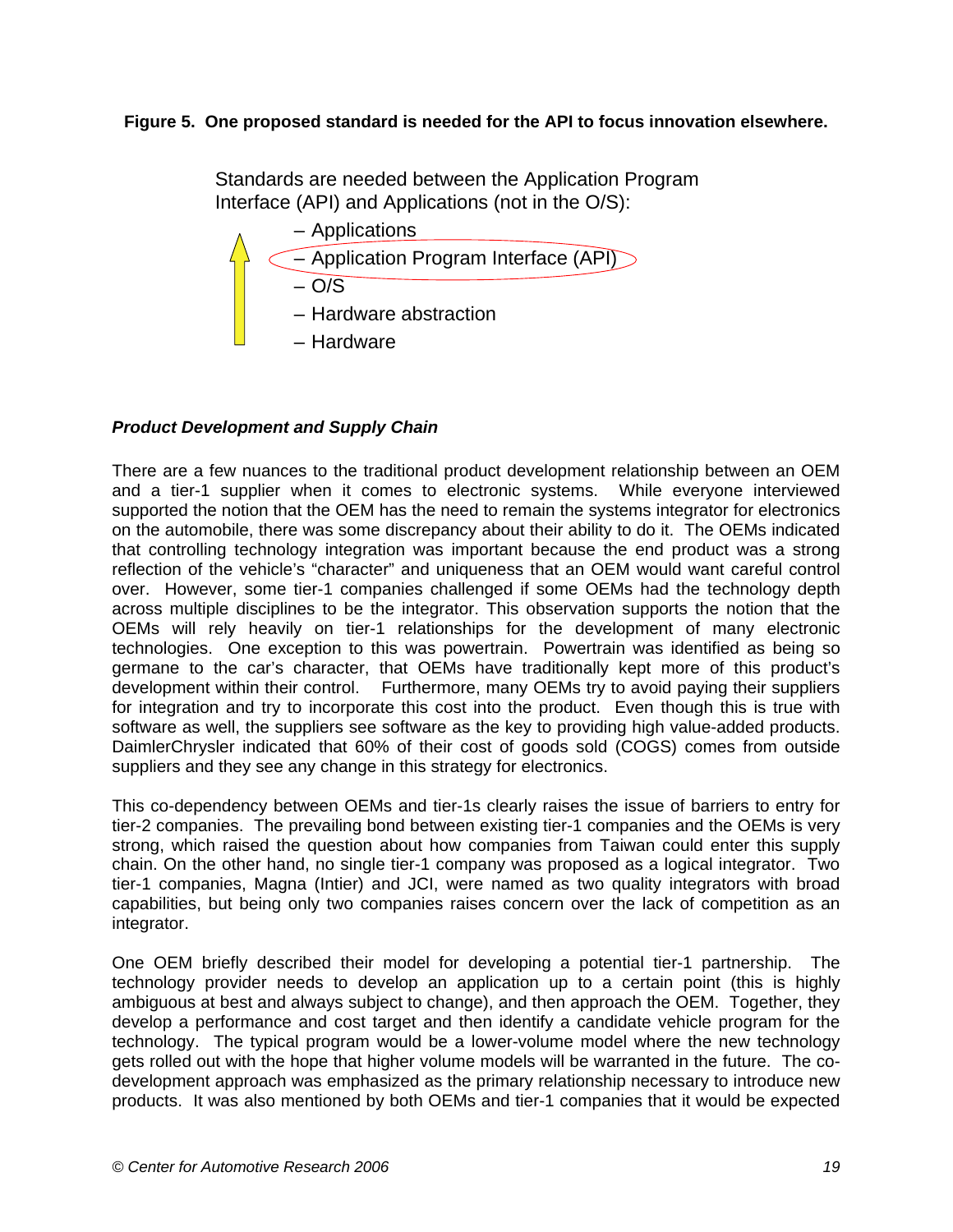**Figure 5. One proposed standard is needed for the API to focus innovation elsewhere.**

Standards are needed between the Application Program Interface (API) and Applications (not in the O/S):

- Applications
- Application Program Interface (API)
- O/S
- Hardware abstraction
- Hardware

***Product Development and Supply Chain***

There are a few nuances to the traditional product development relationship between an OEM and a tier-1 supplier when it comes to electronic systems. While everyone interviewed supported the notion that the OEM has the need to remain the systems integrator for electronics on the automobile, there was some discrepancy about their ability to do it. The OEMs indicated that controlling technology integration was important because the end product was a strong reflection of the vehicle's "character" and uniqueness that an OEM would want careful control over. However, some tier-1 companies challenged if some OEMs had the technology depth across multiple disciplines to be the integrator. This observation supports the notion that the OEMs will rely heavily on tier-1 relationships for the development of many electronic technologies. One exception to this was powertrain. Powertrain was identified as being so germane to the car's character, that OEMs have traditionally kept more of this product's development within their control. Furthermore, many OEMs try to avoid paying their suppliers for integration and try to incorporate this cost into the product. Even though this is true with software as well, the suppliers see software as the key to providing high value-added products. DaimlerChrysler indicated that 60% of their cost of goods sold (COGS) comes from outside suppliers and they see any change in this strategy for electronics.

This co-dependency between OEMs and tier-1s clearly raises the issue of barriers to entry for tier-2 companies. The prevailing bond between existing tier-1 companies and the OEMs is very strong, which raised the question about how companies from Taiwan could enter this supply chain. On the other hand, no single tier-1 company was proposed as a logical integrator. Two tier-1 companies, Magna (Intier) and JCI, were named as two quality integrators with broad capabilities, but being only two companies raises concern over the lack of competition as an integrator.

One OEM briefly described their model for developing a potential tier-1 partnership. The technology provider needs to develop an application up to a certain point (this is highly ambiguous at best and always subject to change), and then approach the OEM. Together, they develop a performance and cost target and then identify a candidate vehicle program for the technology. The typical program would be a lower-volume model where the new technology gets rolled out with the hope that higher volume models will be warranted in the future. The co-development approach was emphasized as the primary relationship necessary to introduce new products. It was also mentioned by both OEMs and tier-1 companies that it would be expected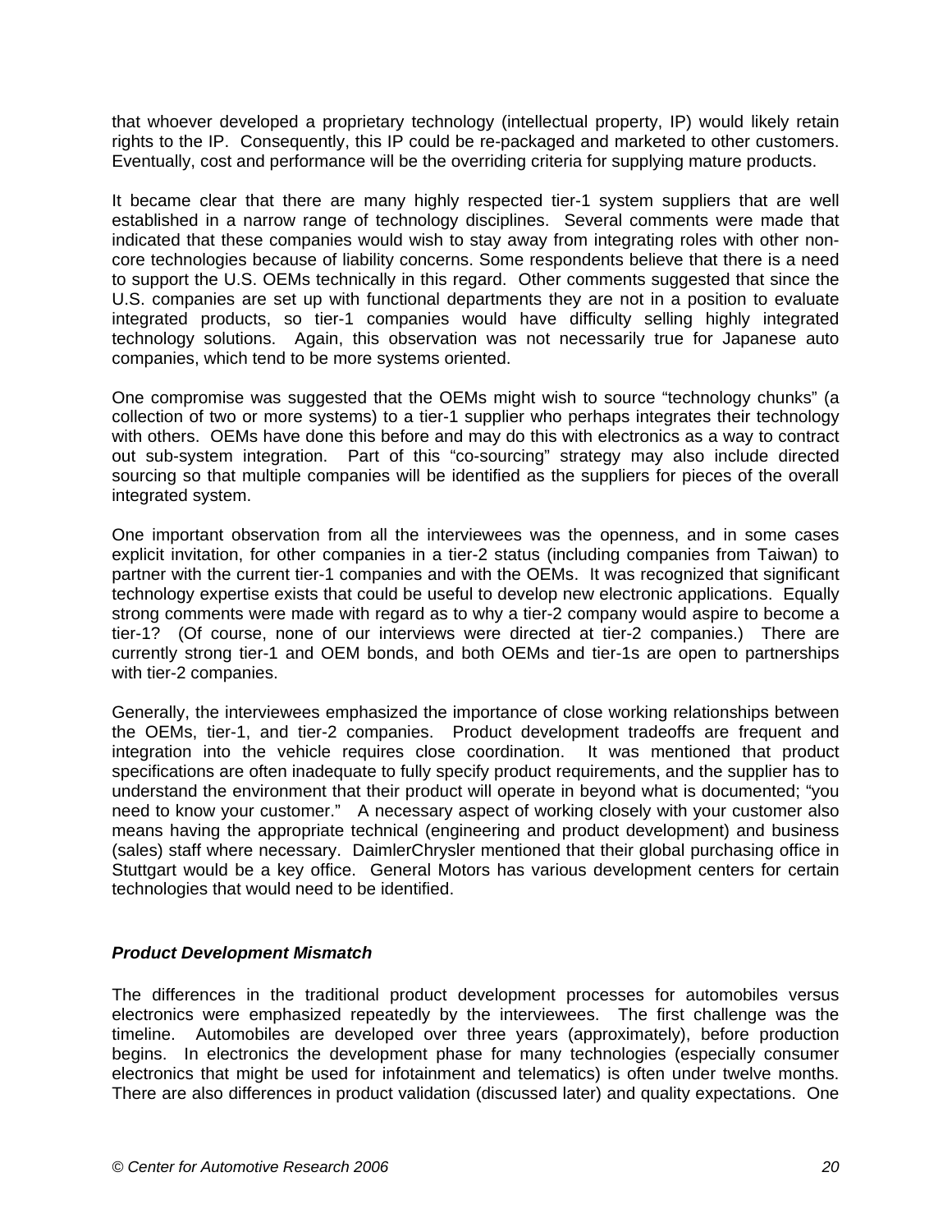that whoever developed a proprietary technology (intellectual property, IP) would likely retain rights to the IP. Consequently, this IP could be re-packaged and marketed to other customers. Eventually, cost and performance will be the overriding criteria for supplying mature products.

It became clear that there are many highly respected tier-1 system suppliers that are well established in a narrow range of technology disciplines. Several comments were made that indicated that these companies would wish to stay away from integrating roles with other non-core technologies because of liability concerns. Some respondents believe that there is a need to support the U.S. OEMs technically in this regard. Other comments suggested that since the U.S. companies are set up with functional departments they are not in a position to evaluate integrated products, so tier-1 companies would have difficulty selling highly integrated technology solutions. Again, this observation was not necessarily true for Japanese auto companies, which tend to be more systems oriented.

One compromise was suggested that the OEMs might wish to source "technology chunks" (a collection of two or more systems) to a tier-1 supplier who perhaps integrates their technology with others. OEMs have done this before and may do this with electronics as a way to contract out sub-system integration. Part of this "co-sourcing" strategy may also include directed sourcing so that multiple companies will be identified as the suppliers for pieces of the overall integrated system.

One important observation from all the interviewees was the openness, and in some cases explicit invitation, for other companies in a tier-2 status (including companies from Taiwan) to partner with the current tier-1 companies and with the OEMs. It was recognized that significant technology expertise exists that could be useful to develop new electronic applications. Equally strong comments were made with regard as to why a tier-2 company would aspire to become a tier-1? (Of course, none of our interviews were directed at tier-2 companies.) There are currently strong tier-1 and OEM bonds, and both OEMs and tier-1s are open to partnerships with tier-2 companies.

Generally, the interviewees emphasized the importance of close working relationships between the OEMs, tier-1, and tier-2 companies. Product development tradeoffs are frequent and integration into the vehicle requires close coordination. It was mentioned that product specifications are often inadequate to fully specify product requirements, and the supplier has to understand the environment that their product will operate in beyond what is documented; "you need to know your customer." A necessary aspect of working closely with your customer also means having the appropriate technical (engineering and product development) and business (sales) staff where necessary. DaimlerChrysler mentioned that their global purchasing office in Stuttgart would be a key office. General Motors has various development centers for certain technologies that would need to be identified.

### *Product Development Mismatch*

The differences in the traditional product development processes for automobiles versus electronics were emphasized repeatedly by the interviewees. The first challenge was the timeline. Automobiles are developed over three years (approximately), before production begins. In electronics the development phase for many technologies (especially consumer electronics that might be used for infotainment and telematics) is often under twelve months. There are also differences in product validation (discussed later) and quality expectations. One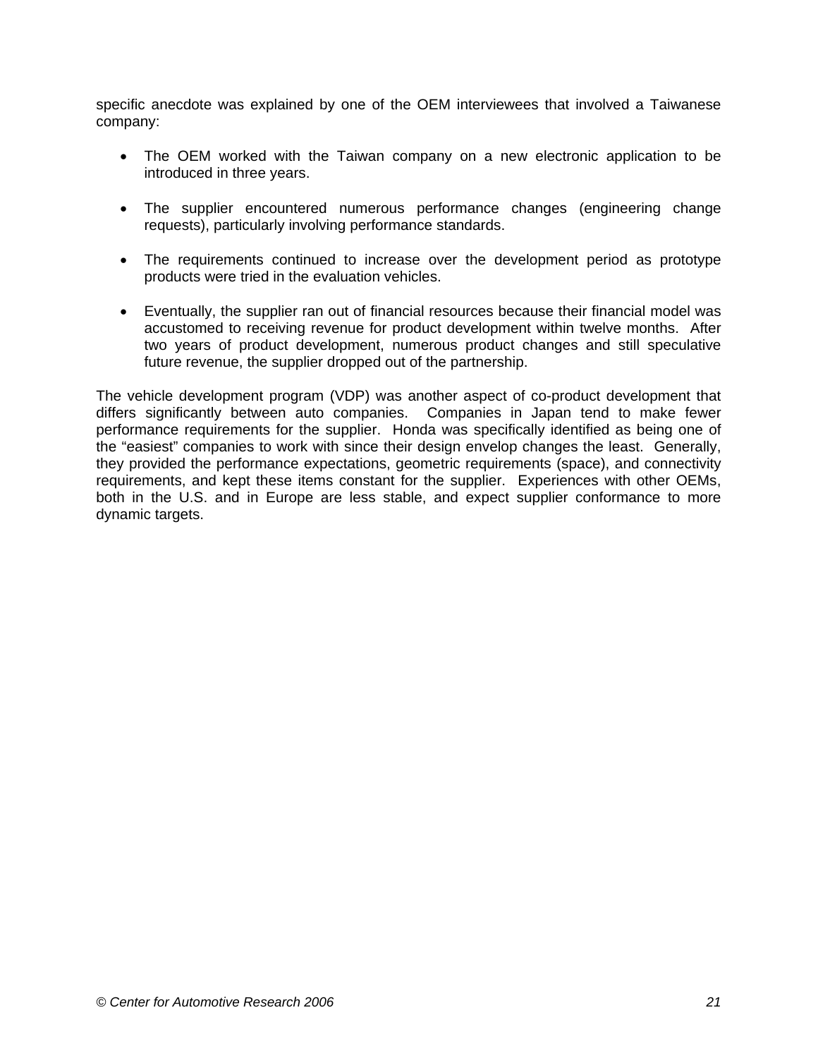specific anecdote was explained by one of the OEM interviewees that involved a Taiwanese company:

- The OEM worked with the Taiwan company on a new electronic application to be introduced in three years.
- The supplier encountered numerous performance changes (engineering change requests), particularly involving performance standards.
- The requirements continued to increase over the development period as prototype products were tried in the evaluation vehicles.
- Eventually, the supplier ran out of financial resources because their financial model was accustomed to receiving revenue for product development within twelve months. After two years of product development, numerous product changes and still speculative future revenue, the supplier dropped out of the partnership.

The vehicle development program (VDP) was another aspect of co-product development that differs significantly between auto companies. Companies in Japan tend to make fewer performance requirements for the supplier. Honda was specifically identified as being one of the "easiest" companies to work with since their design envelop changes the least. Generally, they provided the performance expectations, geometric requirements (space), and connectivity requirements, and kept these items constant for the supplier. Experiences with other OEMs, both in the U.S. and in Europe are less stable, and expect supplier conformance to more dynamic targets.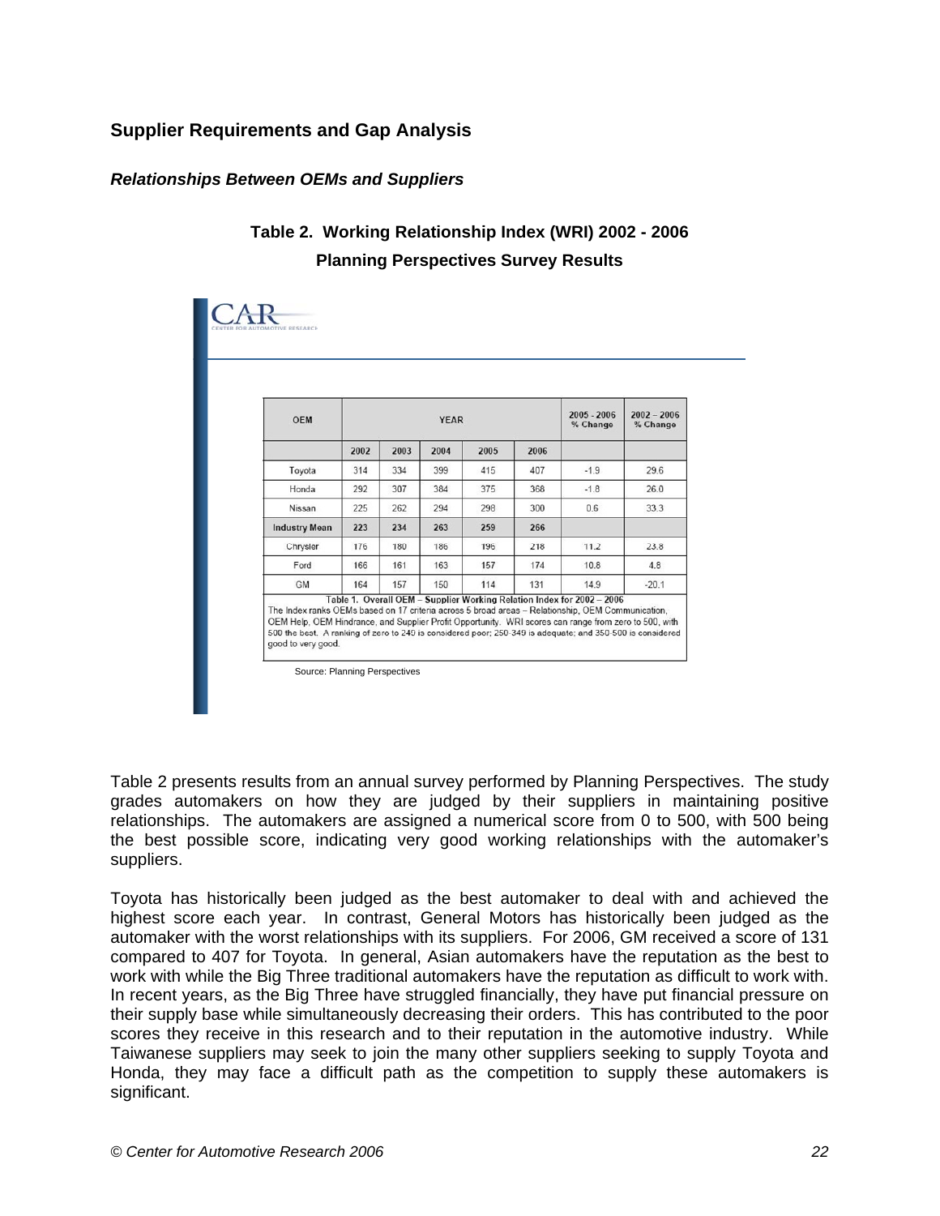## Supplier Requirements and Gap Analysis

### *Relationships Between OEMs and Suppliers*

**Table 2. Working Relationship Index (WRI) 2002 - 2006**
**Planning Perspectives Survey Results**

CAR
CENTER FOR AUTOMOTIVE RESEARCH

| OEM | YEAR | | | | | 2005 - 2006 % Change | 2002 – 2006 % Change |
|---|---|---|---|---|---|---|---|
| | 2002 | 2003 | 2004 | 2005 | 2006 | | |
| Toyota | 314 | 334 | 399 | 415 | 407 | -1.9 | 29.6 |
| Honda | 292 | 307 | 384 | 375 | 368 | -1.8 | 26.0 |
| Nissan | 225 | 262 | 294 | 298 | 300 | 0.6 | 33.3 |
| **Industry Mean** | **223** | **234** | **263** | **259** | **266** | | |
| Chrysler | 176 | 180 | 186 | 196 | 218 | 11.2 | 23.8 |
| Ford | 166 | 161 | 163 | 157 | 174 | 10.8 | 4.8 |
| GM | 164 | 157 | 150 | 114 | 131 | 14.9 | -20.1 |

Table 1. Overall OEM – Supplier Working Relation Index for 2002 – 2006
The Index ranks OEMs based on 17 criteria across 5 broad areas – Relationship, OEM Communication, OEM Help, OEM Hindrance, and Supplier Profit Opportunity. WRI scores can range from zero to 500, with 500 the best. A ranking of zero to 249 is considered poor; 250-349 is adequate; and 350-500 is considered good to very good.

Source: Planning Perspectives

Table 2 presents results from an annual survey performed by Planning Perspectives. The study grades automakers on how they are judged by their suppliers in maintaining positive relationships. The automakers are assigned a numerical score from 0 to 500, with 500 being the best possible score, indicating very good working relationships with the automaker's suppliers.

Toyota has historically been judged as the best automaker to deal with and achieved the highest score each year. In contrast, General Motors has historically been judged as the automaker with the worst relationships with its suppliers. For 2006, GM received a score of 131 compared to 407 for Toyota. In general, Asian automakers have the reputation as the best to work with while the Big Three traditional automakers have the reputation as difficult to work with. In recent years, as the Big Three have struggled financially, they have put financial pressure on their supply base while simultaneously decreasing their orders. This has contributed to the poor scores they receive in this research and to their reputation in the automotive industry. While Taiwanese suppliers may seek to join the many other suppliers seeking to supply Toyota and Honda, they may face a difficult path as the competition to supply these automakers is significant.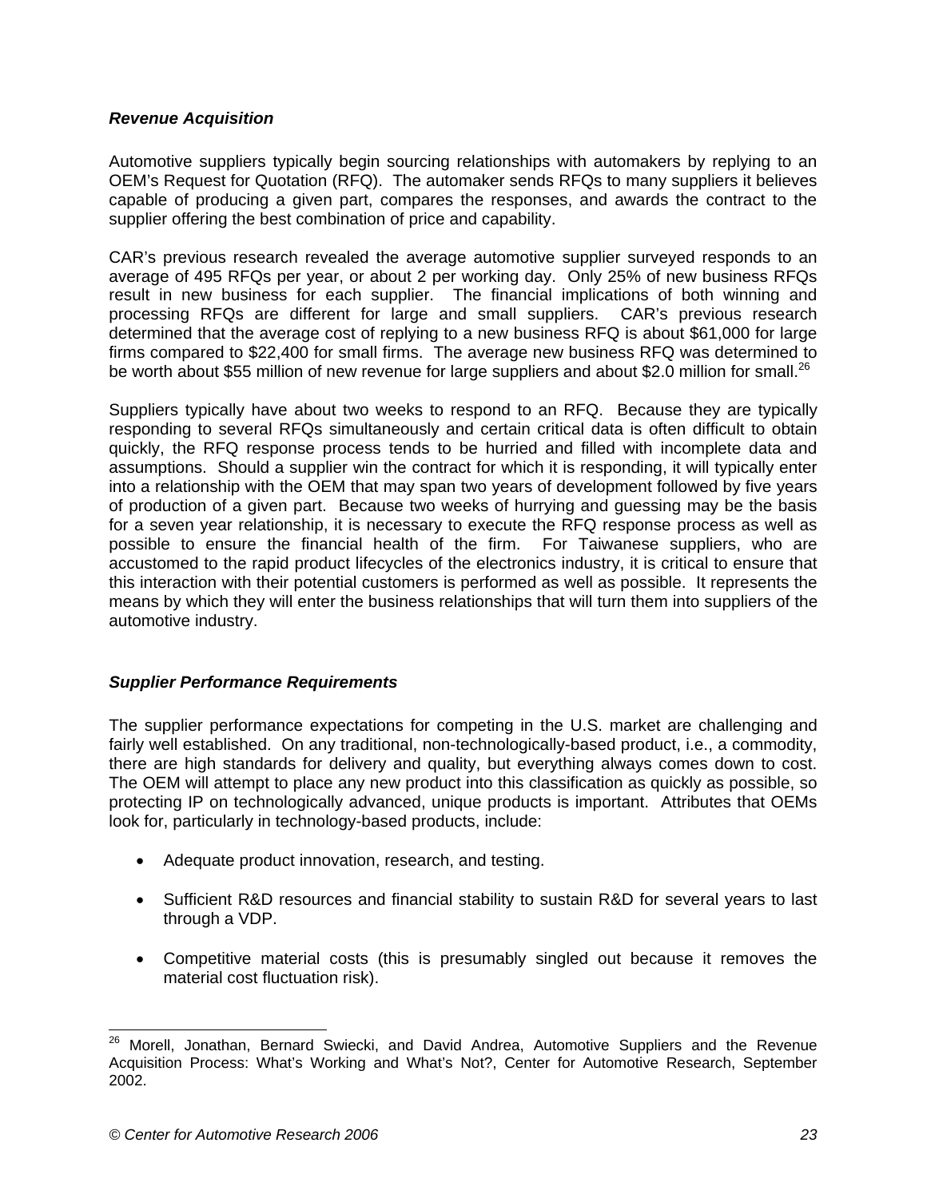***Revenue Acquisition***

Automotive suppliers typically begin sourcing relationships with automakers by replying to an OEM's Request for Quotation (RFQ). The automaker sends RFQs to many suppliers it believes capable of producing a given part, compares the responses, and awards the contract to the supplier offering the best combination of price and capability.

CAR's previous research revealed the average automotive supplier surveyed responds to an average of 495 RFQs per year, or about 2 per working day. Only 25% of new business RFQs result in new business for each supplier. The financial implications of both winning and processing RFQs are different for large and small suppliers. CAR's previous research determined that the average cost of replying to a new business RFQ is about $61,000 for large firms compared to $22,400 for small firms. The average new business RFQ was determined to be worth about $55 million of new revenue for large suppliers and about $2.0 million for small.[26]

Suppliers typically have about two weeks to respond to an RFQ. Because they are typically responding to several RFQs simultaneously and certain critical data is often difficult to obtain quickly, the RFQ response process tends to be hurried and filled with incomplete data and assumptions. Should a supplier win the contract for which it is responding, it will typically enter into a relationship with the OEM that may span two years of development followed by five years of production of a given part. Because two weeks of hurrying and guessing may be the basis for a seven year relationship, it is necessary to execute the RFQ response process as well as possible to ensure the financial health of the firm. For Taiwanese suppliers, who are accustomed to the rapid product lifecycles of the electronics industry, it is critical to ensure that this interaction with their potential customers is performed as well as possible. It represents the means by which they will enter the business relationships that will turn them into suppliers of the automotive industry.

***Supplier Performance Requirements***

The supplier performance expectations for competing in the U.S. market are challenging and fairly well established. On any traditional, non-technologically-based product, i.e., a commodity, there are high standards for delivery and quality, but everything always comes down to cost. The OEM will attempt to place any new product into this classification as quickly as possible, so protecting IP on technologically advanced, unique products is important. Attributes that OEMs look for, particularly in technology-based products, include:

- Adequate product innovation, research, and testing.
- Sufficient R&D resources and financial stability to sustain R&D for several years to last through a VDP.
- Competitive material costs (this is presumably singled out because it removes the material cost fluctuation risk).

[26] Morell, Jonathan, Bernard Swiecki, and David Andrea, Automotive Suppliers and the Revenue Acquisition Process: What's Working and What's Not?, Center for Automotive Research, September 2002.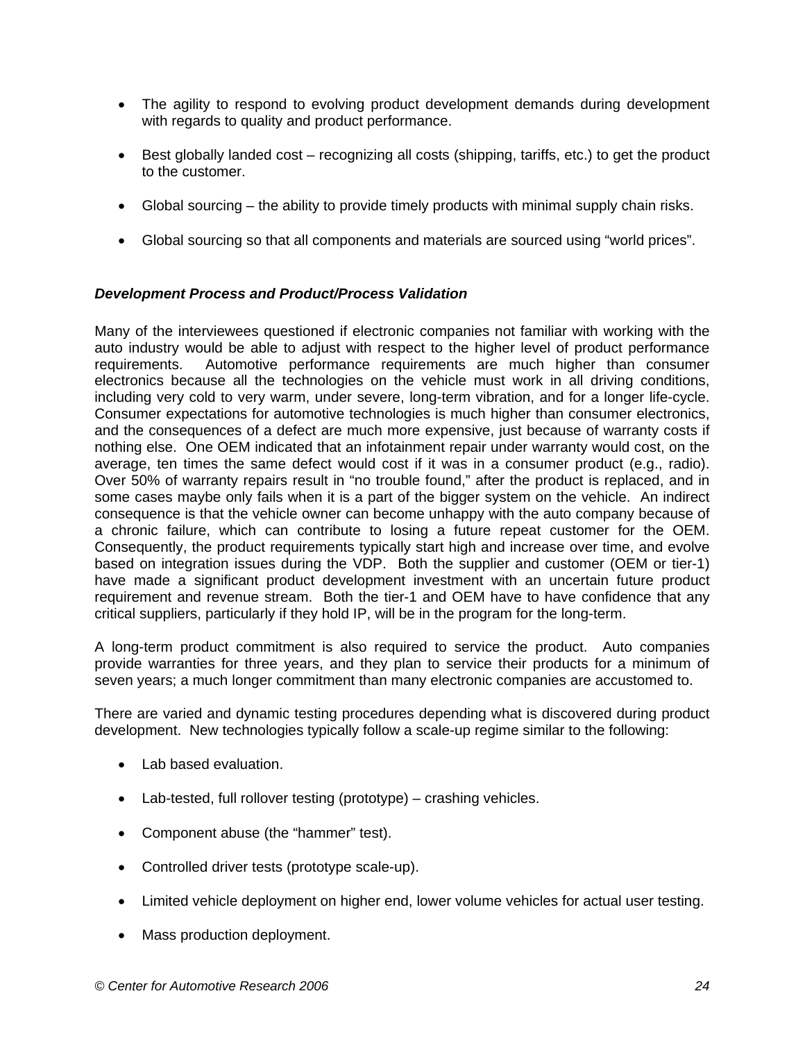- The agility to respond to evolving product development demands during development with regards to quality and product performance.
- Best globally landed cost – recognizing all costs (shipping, tariffs, etc.) to get the product to the customer.
- Global sourcing – the ability to provide timely products with minimal supply chain risks.
- Global sourcing so that all components and materials are sourced using "world prices".

***Development Process and Product/Process Validation***

Many of the interviewees questioned if electronic companies not familiar with working with the auto industry would be able to adjust with respect to the higher level of product performance requirements. Automotive performance requirements are much higher than consumer electronics because all the technologies on the vehicle must work in all driving conditions, including very cold to very warm, under severe, long-term vibration, and for a longer life-cycle. Consumer expectations for automotive technologies is much higher than consumer electronics, and the consequences of a defect are much more expensive, just because of warranty costs if nothing else. One OEM indicated that an infotainment repair under warranty would cost, on the average, ten times the same defect would cost if it was in a consumer product (e.g., radio). Over 50% of warranty repairs result in "no trouble found," after the product is replaced, and in some cases maybe only fails when it is a part of the bigger system on the vehicle. An indirect consequence is that the vehicle owner can become unhappy with the auto company because of a chronic failure, which can contribute to losing a future repeat customer for the OEM. Consequently, the product requirements typically start high and increase over time, and evolve based on integration issues during the VDP. Both the supplier and customer (OEM or tier-1) have made a significant product development investment with an uncertain future product requirement and revenue stream. Both the tier-1 and OEM have to have confidence that any critical suppliers, particularly if they hold IP, will be in the program for the long-term.

A long-term product commitment is also required to service the product. Auto companies provide warranties for three years, and they plan to service their products for a minimum of seven years; a much longer commitment than many electronic companies are accustomed to.

There are varied and dynamic testing procedures depending what is discovered during product development. New technologies typically follow a scale-up regime similar to the following:

- Lab based evaluation.
- Lab-tested, full rollover testing (prototype) – crashing vehicles.
- Component abuse (the "hammer" test).
- Controlled driver tests (prototype scale-up).
- Limited vehicle deployment on higher end, lower volume vehicles for actual user testing.
- Mass production deployment.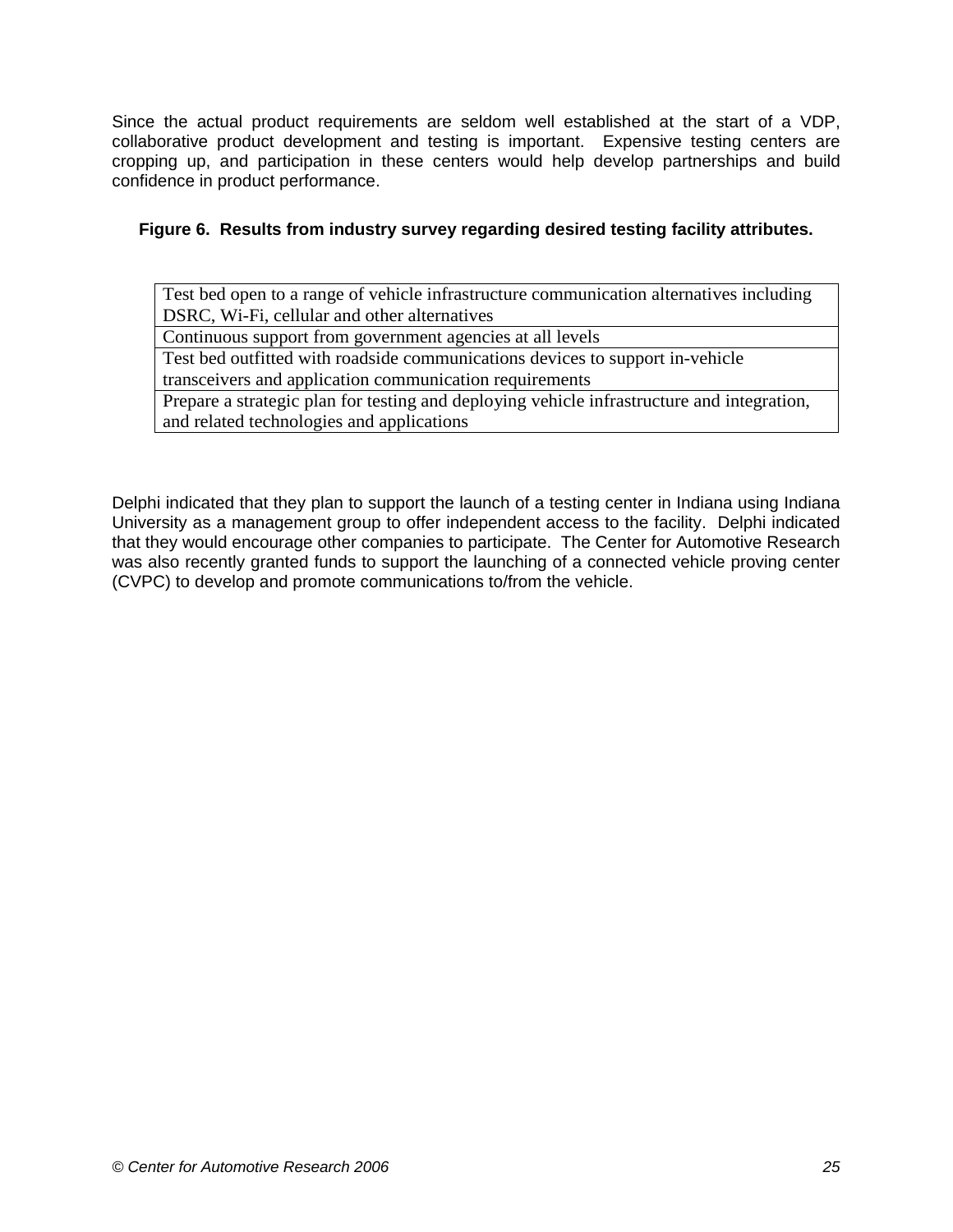Since the actual product requirements are seldom well established at the start of a VDP, collaborative product development and testing is important. Expensive testing centers are cropping up, and participation in these centers would help develop partnerships and build confidence in product performance.

**Figure 6. Results from industry survey regarding desired testing facility attributes.**

| Test bed open to a range of vehicle infrastructure communication alternatives including DSRC, Wi-Fi, cellular and other alternatives |
|---|
| Continuous support from government agencies at all levels |
| Test bed outfitted with roadside communications devices to support in-vehicle transceivers and application communication requirements |
| Prepare a strategic plan for testing and deploying vehicle infrastructure and integration, and related technologies and applications |

Delphi indicated that they plan to support the launch of a testing center in Indiana using Indiana University as a management group to offer independent access to the facility. Delphi indicated that they would encourage other companies to participate. The Center for Automotive Research was also recently granted funds to support the launching of a connected vehicle proving center (CVPC) to develop and promote communications to/from the vehicle.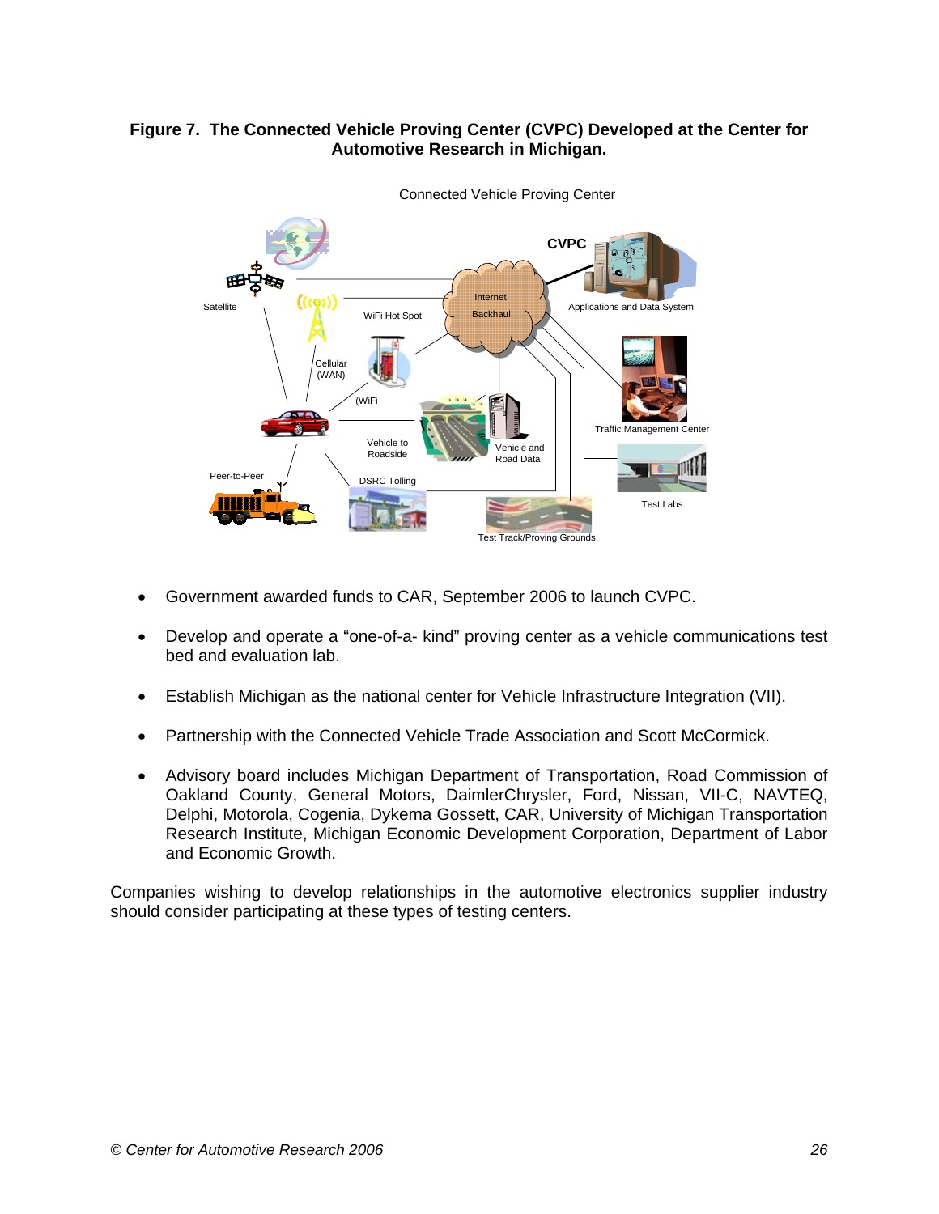**Figure 7. The Connected Vehicle Proving Center (CVPC) Developed at the Center for Automotive Research in Michigan.**

- Government awarded funds to CAR, September 2006 to launch CVPC.
- Develop and operate a "one-of-a- kind" proving center as a vehicle communications test bed and evaluation lab.
- Establish Michigan as the national center for Vehicle Infrastructure Integration (VII).
- Partnership with the Connected Vehicle Trade Association and Scott McCormick.
- Advisory board includes Michigan Department of Transportation, Road Commission of Oakland County, General Motors, DaimlerChrysler, Ford, Nissan, VII-C, NAVTEQ, Delphi, Motorola, Cogenia, Dykema Gossett, CAR, University of Michigan Transportation Research Institute, Michigan Economic Development Corporation, Department of Labor and Economic Growth.

Companies wishing to develop relationships in the automotive electronics supplier industry should consider participating at these types of testing centers.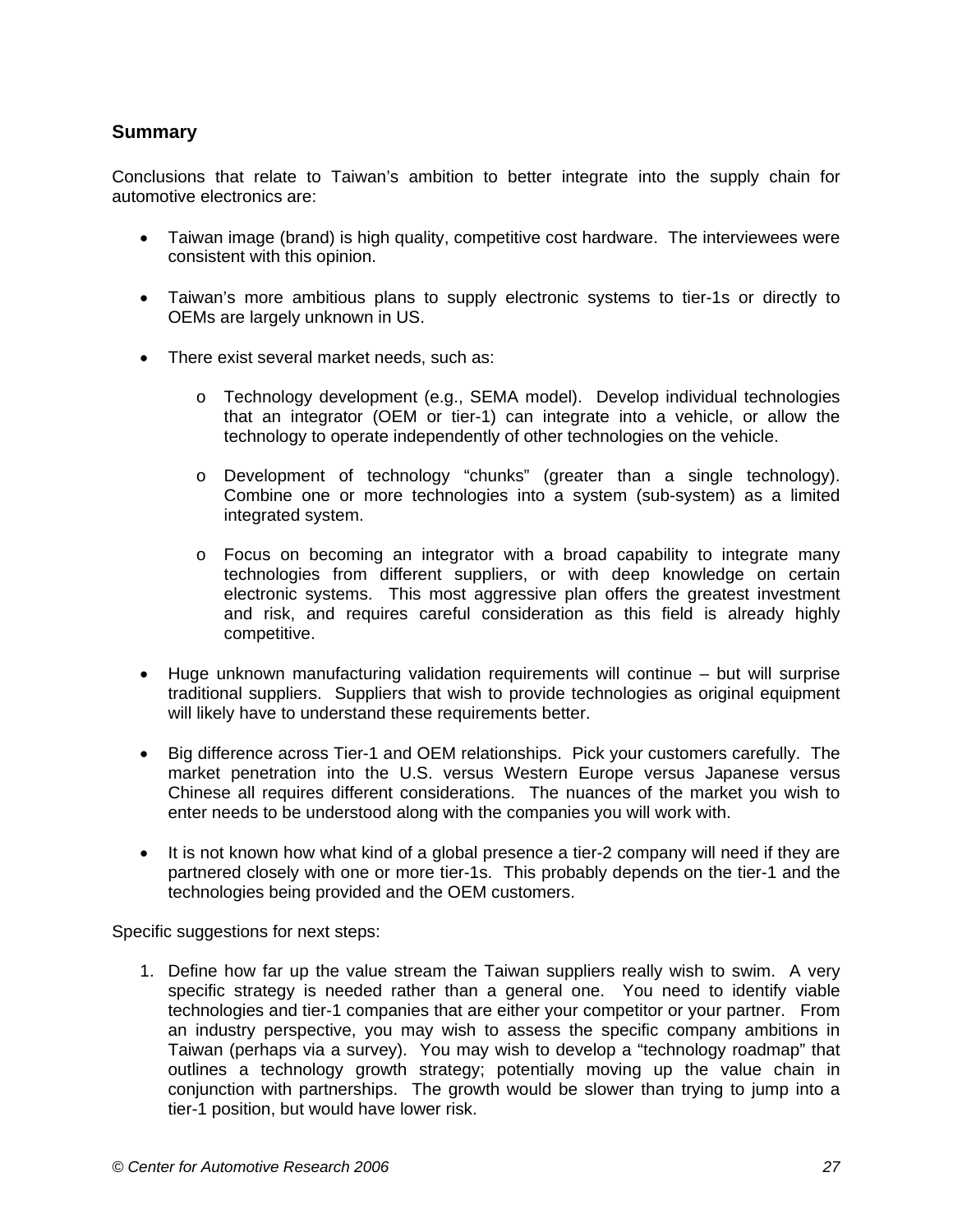## Summary

Conclusions that relate to Taiwan's ambition to better integrate into the supply chain for automotive electronics are:

- Taiwan image (brand) is high quality, competitive cost hardware. The interviewees were consistent with this opinion.
- Taiwan's more ambitious plans to supply electronic systems to tier-1s or directly to OEMs are largely unknown in US.
- There exist several market needs, such as:
  - Technology development (e.g., SEMA model). Develop individual technologies that an integrator (OEM or tier-1) can integrate into a vehicle, or allow the technology to operate independently of other technologies on the vehicle.
  - Development of technology "chunks" (greater than a single technology). Combine one or more technologies into a system (sub-system) as a limited integrated system.
  - Focus on becoming an integrator with a broad capability to integrate many technologies from different suppliers, or with deep knowledge on certain electronic systems. This most aggressive plan offers the greatest investment and risk, and requires careful consideration as this field is already highly competitive.
- Huge unknown manufacturing validation requirements will continue – but will surprise traditional suppliers. Suppliers that wish to provide technologies as original equipment will likely have to understand these requirements better.
- Big difference across Tier-1 and OEM relationships. Pick your customers carefully. The market penetration into the U.S. versus Western Europe versus Japanese versus Chinese all requires different considerations. The nuances of the market you wish to enter needs to be understood along with the companies you will work with.
- It is not known how what kind of a global presence a tier-2 company will need if they are partnered closely with one or more tier-1s. This probably depends on the tier-1 and the technologies being provided and the OEM customers.

Specific suggestions for next steps:

1. Define how far up the value stream the Taiwan suppliers really wish to swim. A very specific strategy is needed rather than a general one. You need to identify viable technologies and tier-1 companies that are either your competitor or your partner. From an industry perspective, you may wish to assess the specific company ambitions in Taiwan (perhaps via a survey). You may wish to develop a "technology roadmap" that outlines a technology growth strategy; potentially moving up the value chain in conjunction with partnerships. The growth would be slower than trying to jump into a tier-1 position, but would have lower risk.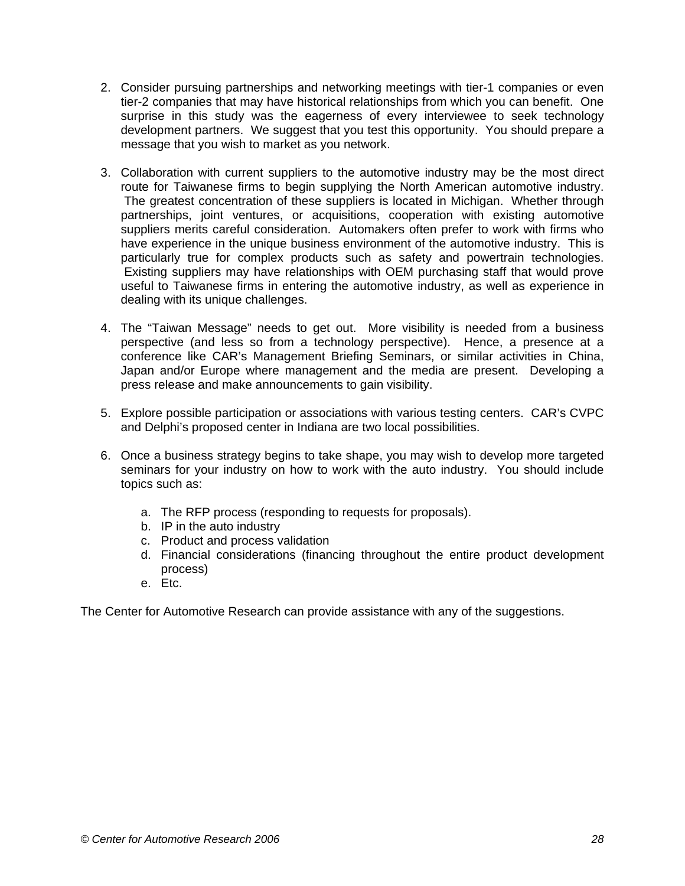2. Consider pursuing partnerships and networking meetings with tier-1 companies or even tier-2 companies that may have historical relationships from which you can benefit. One surprise in this study was the eagerness of every interviewee to seek technology development partners. We suggest that you test this opportunity. You should prepare a message that you wish to market as you network.

3. Collaboration with current suppliers to the automotive industry may be the most direct route for Taiwanese firms to begin supplying the North American automotive industry. The greatest concentration of these suppliers is located in Michigan. Whether through partnerships, joint ventures, or acquisitions, cooperation with existing automotive suppliers merits careful consideration. Automakers often prefer to work with firms who have experience in the unique business environment of the automotive industry. This is particularly true for complex products such as safety and powertrain technologies. Existing suppliers may have relationships with OEM purchasing staff that would prove useful to Taiwanese firms in entering the automotive industry, as well as experience in dealing with its unique challenges.

4. The "Taiwan Message" needs to get out. More visibility is needed from a business perspective (and less so from a technology perspective). Hence, a presence at a conference like CAR's Management Briefing Seminars, or similar activities in China, Japan and/or Europe where management and the media are present. Developing a press release and make announcements to gain visibility.

5. Explore possible participation or associations with various testing centers. CAR's CVPC and Delphi's proposed center in Indiana are two local possibilities.

6. Once a business strategy begins to take shape, you may wish to develop more targeted seminars for your industry on how to work with the auto industry. You should include topics such as:

   a. The RFP process (responding to requests for proposals).
   b. IP in the auto industry
   c. Product and process validation
   d. Financial considerations (financing throughout the entire product development process)
   e. Etc.

The Center for Automotive Research can provide assistance with any of the suggestions.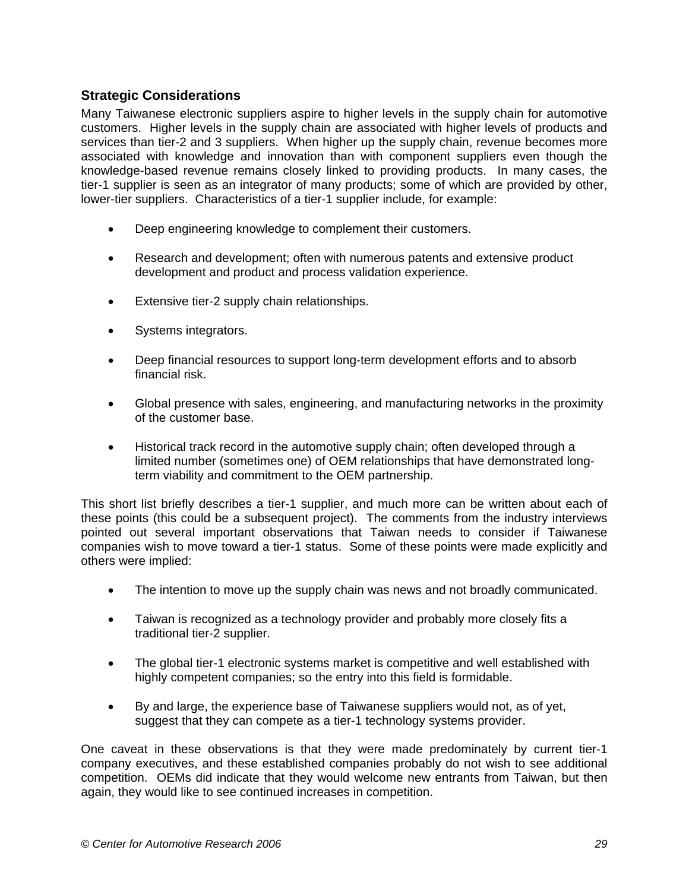## Strategic Considerations

Many Taiwanese electronic suppliers aspire to higher levels in the supply chain for automotive customers. Higher levels in the supply chain are associated with higher levels of products and services than tier-2 and 3 suppliers. When higher up the supply chain, revenue becomes more associated with knowledge and innovation than with component suppliers even though the knowledge-based revenue remains closely linked to providing products. In many cases, the tier-1 supplier is seen as an integrator of many products; some of which are provided by other, lower-tier suppliers. Characteristics of a tier-1 supplier include, for example:

- Deep engineering knowledge to complement their customers.
- Research and development; often with numerous patents and extensive product development and product and process validation experience.
- Extensive tier-2 supply chain relationships.
- Systems integrators.
- Deep financial resources to support long-term development efforts and to absorb financial risk.
- Global presence with sales, engineering, and manufacturing networks in the proximity of the customer base.
- Historical track record in the automotive supply chain; often developed through a limited number (sometimes one) of OEM relationships that have demonstrated long-term viability and commitment to the OEM partnership.

This short list briefly describes a tier-1 supplier, and much more can be written about each of these points (this could be a subsequent project). The comments from the industry interviews pointed out several important observations that Taiwan needs to consider if Taiwanese companies wish to move toward a tier-1 status. Some of these points were made explicitly and others were implied:

- The intention to move up the supply chain was news and not broadly communicated.
- Taiwan is recognized as a technology provider and probably more closely fits a traditional tier-2 supplier.
- The global tier-1 electronic systems market is competitive and well established with highly competent companies; so the entry into this field is formidable.
- By and large, the experience base of Taiwanese suppliers would not, as of yet, suggest that they can compete as a tier-1 technology systems provider.

One caveat in these observations is that they were made predominately by current tier-1 company executives, and these established companies probably do not wish to see additional competition. OEMs did indicate that they would welcome new entrants from Taiwan, but then again, they would like to see continued increases in competition.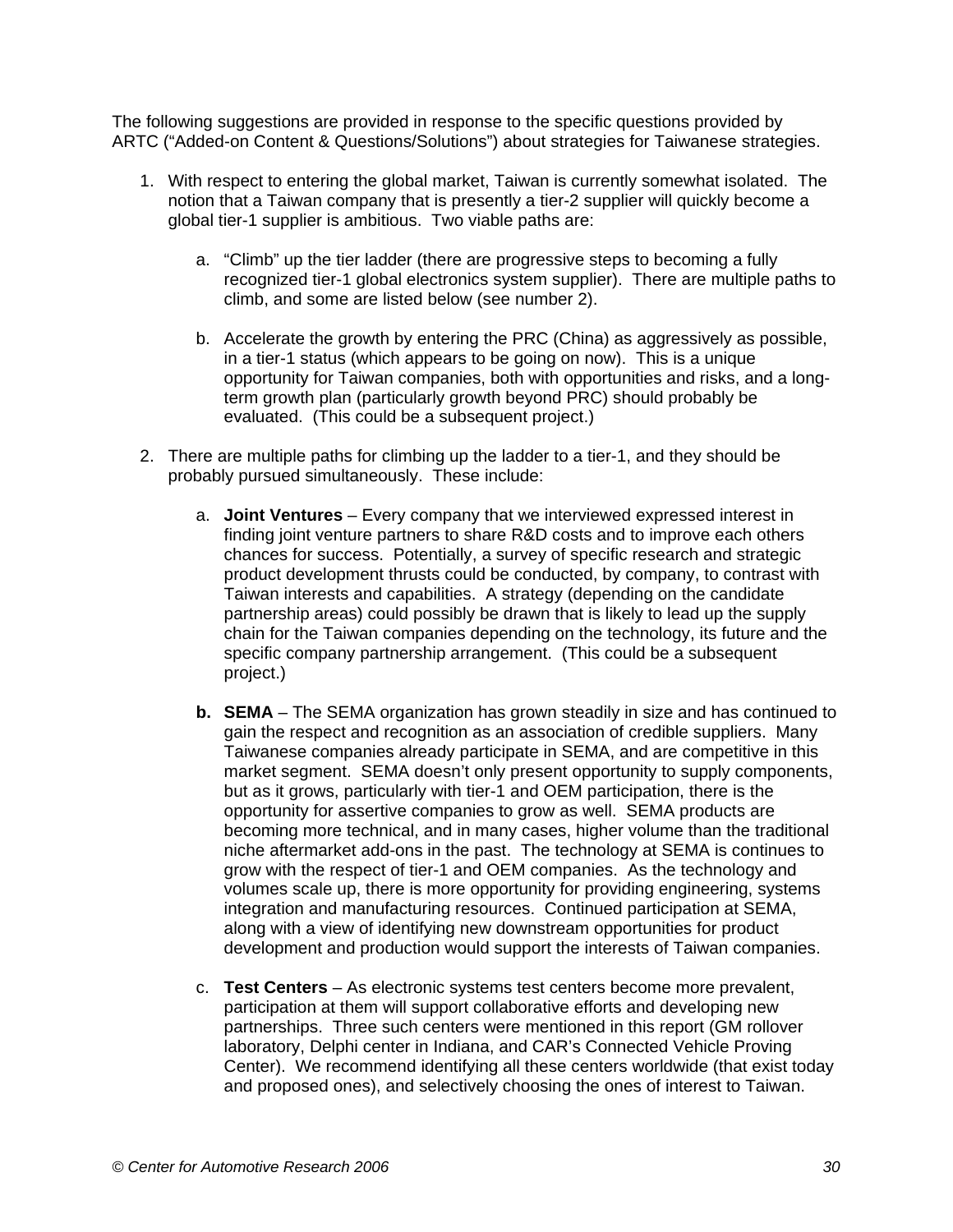The following suggestions are provided in response to the specific questions provided by ARTC (“Added-on Content & Questions/Solutions”) about strategies for Taiwanese strategies.

1. With respect to entering the global market, Taiwan is currently somewhat isolated. The notion that a Taiwan company that is presently a tier-2 supplier will quickly become a global tier-1 supplier is ambitious. Two viable paths are:

    a. “Climb” up the tier ladder (there are progressive steps to becoming a fully recognized tier-1 global electronics system supplier). There are multiple paths to climb, and some are listed below (see number 2).

    b. Accelerate the growth by entering the PRC (China) as aggressively as possible, in a tier-1 status (which appears to be going on now). This is a unique opportunity for Taiwan companies, both with opportunities and risks, and a long-term growth plan (particularly growth beyond PRC) should probably be evaluated. (This could be a subsequent project.)

2. There are multiple paths for climbing up the ladder to a tier-1, and they should be probably pursued simultaneously. These include:

    a. **Joint Ventures** – Every company that we interviewed expressed interest in finding joint venture partners to share R&D costs and to improve each others chances for success. Potentially, a survey of specific research and strategic product development thrusts could be conducted, by company, to contrast with Taiwan interests and capabilities. A strategy (depending on the candidate partnership areas) could possibly be drawn that is likely to lead up the supply chain for the Taiwan companies depending on the technology, its future and the specific company partnership arrangement. (This could be a subsequent project.)

    **b.** **SEMA** – The SEMA organization has grown steadily in size and has continued to gain the respect and recognition as an association of credible suppliers. Many Taiwanese companies already participate in SEMA, and are competitive in this market segment. SEMA doesn’t only present opportunity to supply components, but as it grows, particularly with tier-1 and OEM participation, there is the opportunity for assertive companies to grow as well. SEMA products are becoming more technical, and in many cases, higher volume than the traditional niche aftermarket add-ons in the past. The technology at SEMA is continues to grow with the respect of tier-1 and OEM companies. As the technology and volumes scale up, there is more opportunity for providing engineering, systems integration and manufacturing resources. Continued participation at SEMA, along with a view of identifying new downstream opportunities for product development and production would support the interests of Taiwan companies.

    c. **Test Centers** – As electronic systems test centers become more prevalent, participation at them will support collaborative efforts and developing new partnerships. Three such centers were mentioned in this report (GM rollover laboratory, Delphi center in Indiana, and CAR’s Connected Vehicle Proving Center). We recommend identifying all these centers worldwide (that exist today and proposed ones), and selectively choosing the ones of interest to Taiwan.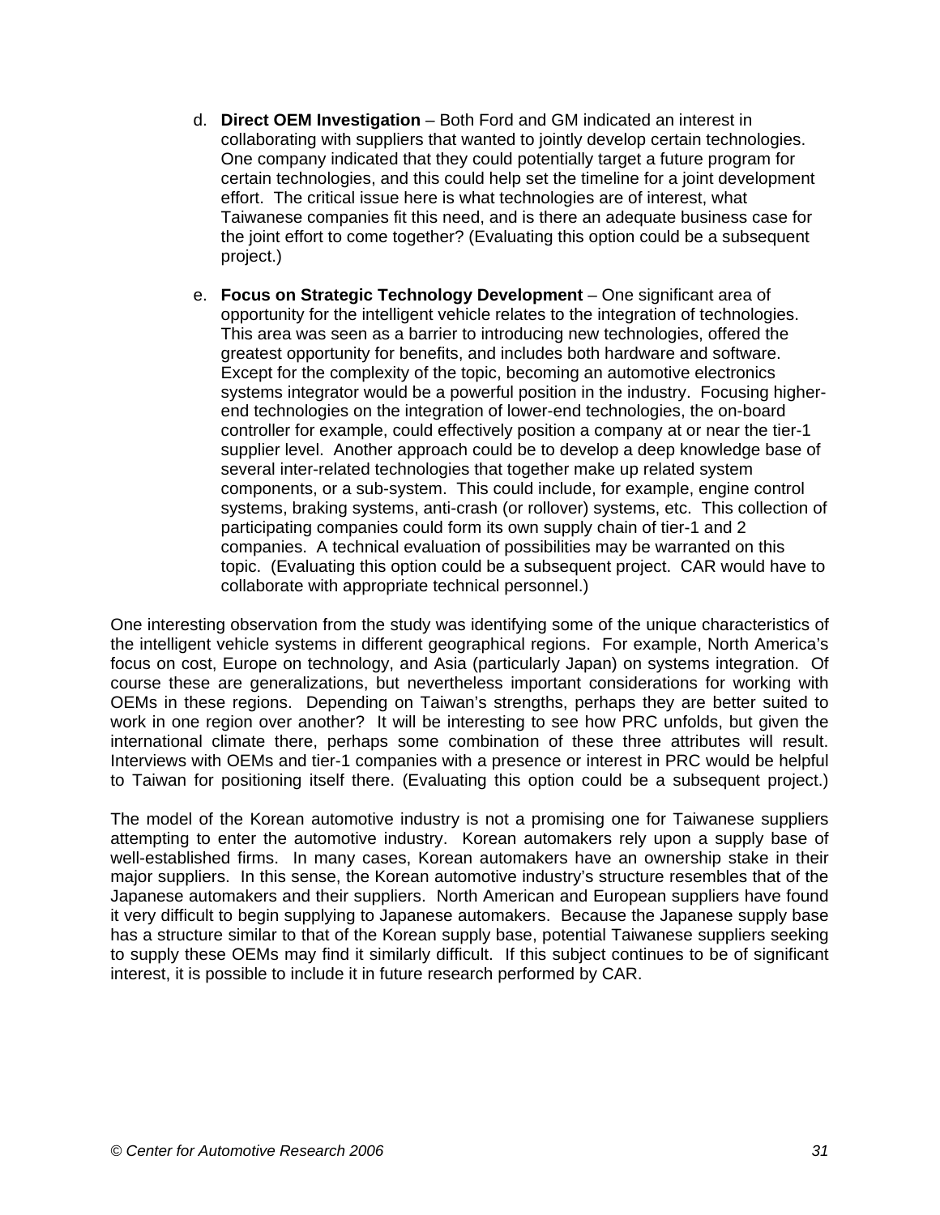d. **Direct OEM Investigation** – Both Ford and GM indicated an interest in collaborating with suppliers that wanted to jointly develop certain technologies. One company indicated that they could potentially target a future program for certain technologies, and this could help set the timeline for a joint development effort. The critical issue here is what technologies are of interest, what Taiwanese companies fit this need, and is there an adequate business case for the joint effort to come together? (Evaluating this option could be a subsequent project.)

e. **Focus on Strategic Technology Development** – One significant area of opportunity for the intelligent vehicle relates to the integration of technologies. This area was seen as a barrier to introducing new technologies, offered the greatest opportunity for benefits, and includes both hardware and software. Except for the complexity of the topic, becoming an automotive electronics systems integrator would be a powerful position in the industry. Focusing higher-end technologies on the integration of lower-end technologies, the on-board controller for example, could effectively position a company at or near the tier-1 supplier level. Another approach could be to develop a deep knowledge base of several inter-related technologies that together make up related system components, or a sub-system. This could include, for example, engine control systems, braking systems, anti-crash (or rollover) systems, etc. This collection of participating companies could form its own supply chain of tier-1 and 2 companies. A technical evaluation of possibilities may be warranted on this topic. (Evaluating this option could be a subsequent project. CAR would have to collaborate with appropriate technical personnel.)

One interesting observation from the study was identifying some of the unique characteristics of the intelligent vehicle systems in different geographical regions. For example, North America's focus on cost, Europe on technology, and Asia (particularly Japan) on systems integration. Of course these are generalizations, but nevertheless important considerations for working with OEMs in these regions. Depending on Taiwan's strengths, perhaps they are better suited to work in one region over another? It will be interesting to see how PRC unfolds, but given the international climate there, perhaps some combination of these three attributes will result. Interviews with OEMs and tier-1 companies with a presence or interest in PRC would be helpful to Taiwan for positioning itself there. (Evaluating this option could be a subsequent project.)

The model of the Korean automotive industry is not a promising one for Taiwanese suppliers attempting to enter the automotive industry. Korean automakers rely upon a supply base of well-established firms. In many cases, Korean automakers have an ownership stake in their major suppliers. In this sense, the Korean automotive industry's structure resembles that of the Japanese automakers and their suppliers. North American and European suppliers have found it very difficult to begin supplying to Japanese automakers. Because the Japanese supply base has a structure similar to that of the Korean supply base, potential Taiwanese suppliers seeking to supply these OEMs may find it similarly difficult. If this subject continues to be of significant interest, it is possible to include it in future research performed by CAR.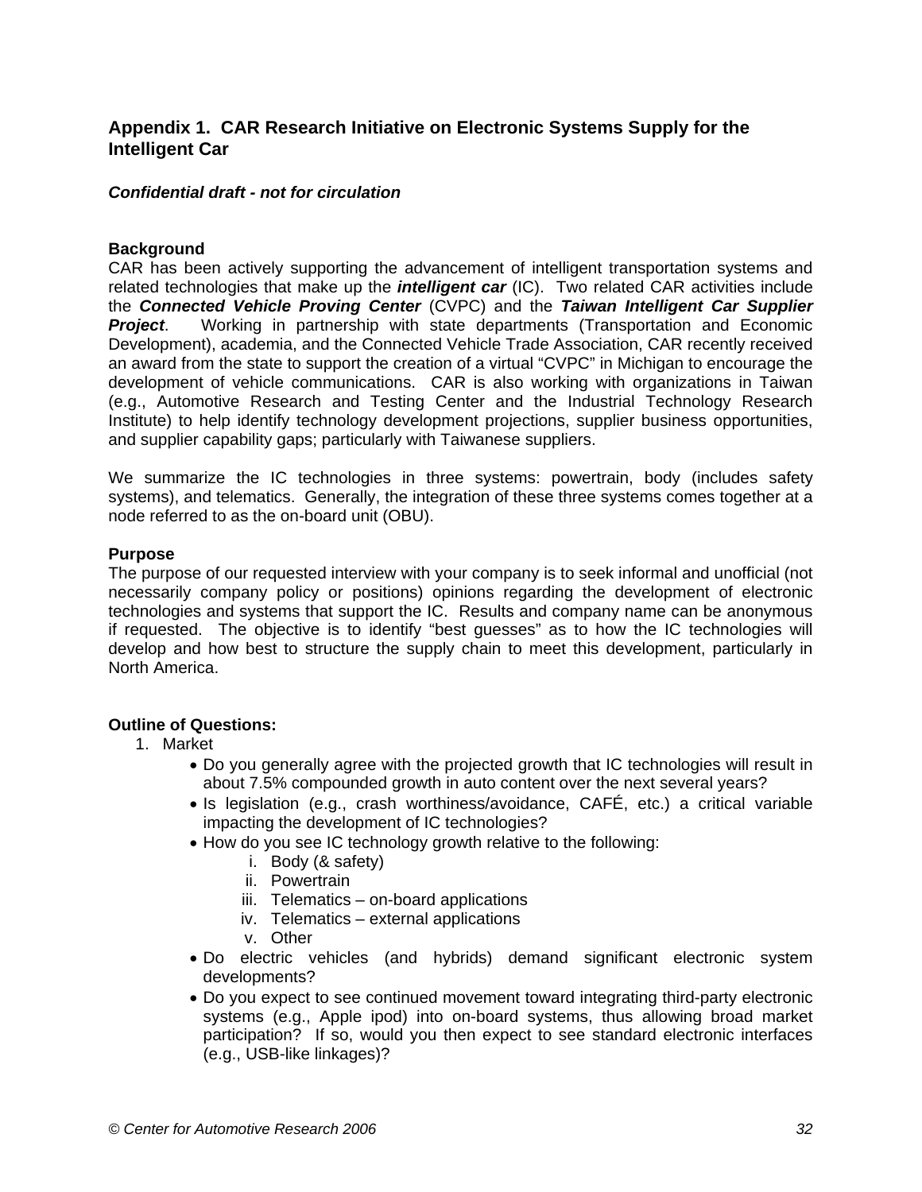## Appendix 1. CAR Research Initiative on Electronic Systems Supply for the Intelligent Car

***Confidential draft - not for circulation***

**Background**

CAR has been actively supporting the advancement of intelligent transportation systems and related technologies that make up the ***intelligent car*** (IC). Two related CAR activities include the ***Connected Vehicle Proving Center*** (CVPC) and the ***Taiwan Intelligent Car Supplier Project***. Working in partnership with state departments (Transportation and Economic Development), academia, and the Connected Vehicle Trade Association, CAR recently received an award from the state to support the creation of a virtual "CVPC" in Michigan to encourage the development of vehicle communications. CAR is also working with organizations in Taiwan (e.g., Automotive Research and Testing Center and the Industrial Technology Research Institute) to help identify technology development projections, supplier business opportunities, and supplier capability gaps; particularly with Taiwanese suppliers.

We summarize the IC technologies in three systems: powertrain, body (includes safety systems), and telematics. Generally, the integration of these three systems comes together at a node referred to as the on-board unit (OBU).

**Purpose**

The purpose of our requested interview with your company is to seek informal and unofficial (not necessarily company policy or positions) opinions regarding the development of electronic technologies and systems that support the IC. Results and company name can be anonymous if requested. The objective is to identify "best guesses" as to how the IC technologies will develop and how best to structure the supply chain to meet this development, particularly in North America.

**Outline of Questions:**

1. Market
   - Do you generally agree with the projected growth that IC technologies will result in about 7.5% compounded growth in auto content over the next several years?
   - Is legislation (e.g., crash worthiness/avoidance, CAFÉ, etc.) a critical variable impacting the development of IC technologies?
   - How do you see IC technology growth relative to the following:
     - i. Body (& safety)
     - ii. Powertrain
     - iii. Telematics – on-board applications
     - iv. Telematics – external applications
     - v. Other
   - Do electric vehicles (and hybrids) demand significant electronic system developments?
   - Do you expect to see continued movement toward integrating third-party electronic systems (e.g., Apple ipod) into on-board systems, thus allowing broad market participation? If so, would you then expect to see standard electronic interfaces (e.g., USB-like linkages)?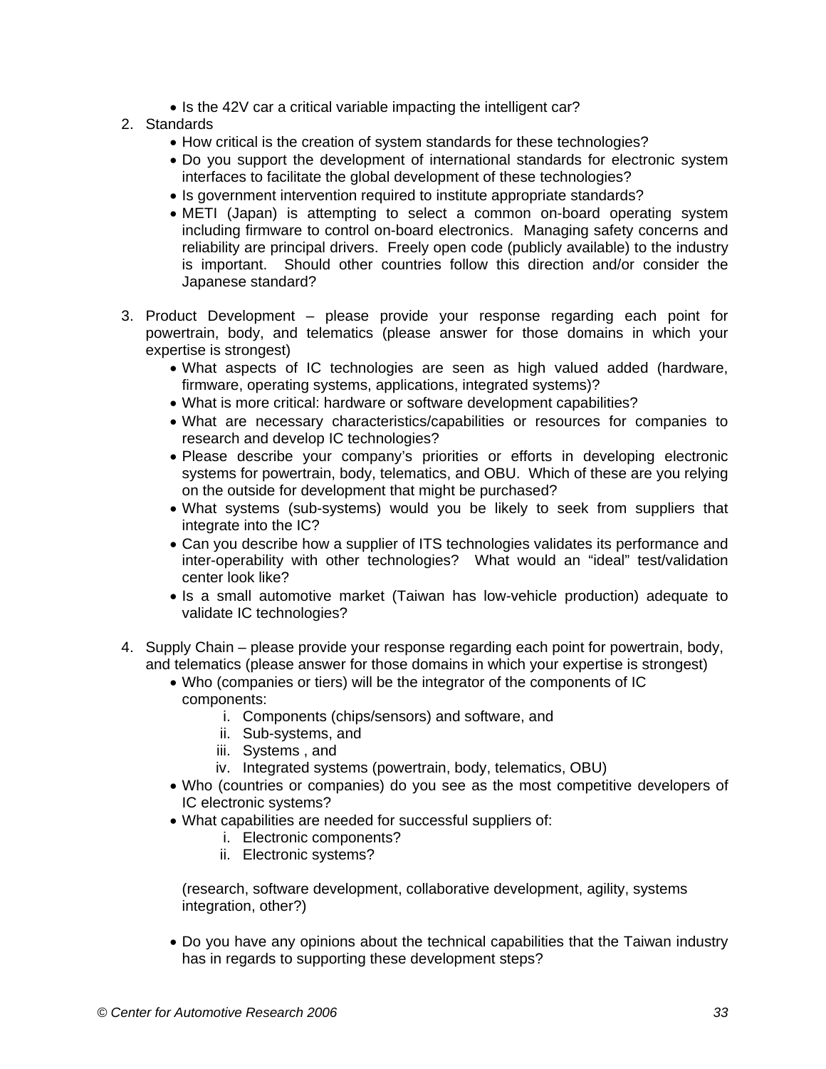- Is the 42V car a critical variable impacting the intelligent car?

2. Standards
    - How critical is the creation of system standards for these technologies?
    - Do you support the development of international standards for electronic system interfaces to facilitate the global development of these technologies?
    - Is government intervention required to institute appropriate standards?
    - METI (Japan) is attempting to select a common on-board operating system including firmware to control on-board electronics. Managing safety concerns and reliability are principal drivers. Freely open code (publicly available) to the industry is important. Should other countries follow this direction and/or consider the Japanese standard?

3. Product Development – please provide your response regarding each point for powertrain, body, and telematics (please answer for those domains in which your expertise is strongest)
    - What aspects of IC technologies are seen as high valued added (hardware, firmware, operating systems, applications, integrated systems)?
    - What is more critical: hardware or software development capabilities?
    - What are necessary characteristics/capabilities or resources for companies to research and develop IC technologies?
    - Please describe your company's priorities or efforts in developing electronic systems for powertrain, body, telematics, and OBU. Which of these are you relying on the outside for development that might be purchased?
    - What systems (sub-systems) would you be likely to seek from suppliers that integrate into the IC?
    - Can you describe how a supplier of ITS technologies validates its performance and inter-operability with other technologies? What would an "ideal" test/validation center look like?
    - Is a small automotive market (Taiwan has low-vehicle production) adequate to validate IC technologies?

4. Supply Chain – please provide your response regarding each point for powertrain, body, and telematics (please answer for those domains in which your expertise is strongest)
    - Who (companies or tiers) will be the integrator of the components of IC components:
        i. Components (chips/sensors) and software, and
        ii. Sub-systems, and
        iii. Systems , and
        iv. Integrated systems (powertrain, body, telematics, OBU)
    - Who (countries or companies) do you see as the most competitive developers of IC electronic systems?
    - What capabilities are needed for successful suppliers of:
        i. Electronic components?
        ii. Electronic systems?

      (research, software development, collaborative development, agility, systems integration, other?)

    - Do you have any opinions about the technical capabilities that the Taiwan industry has in regards to supporting these development steps?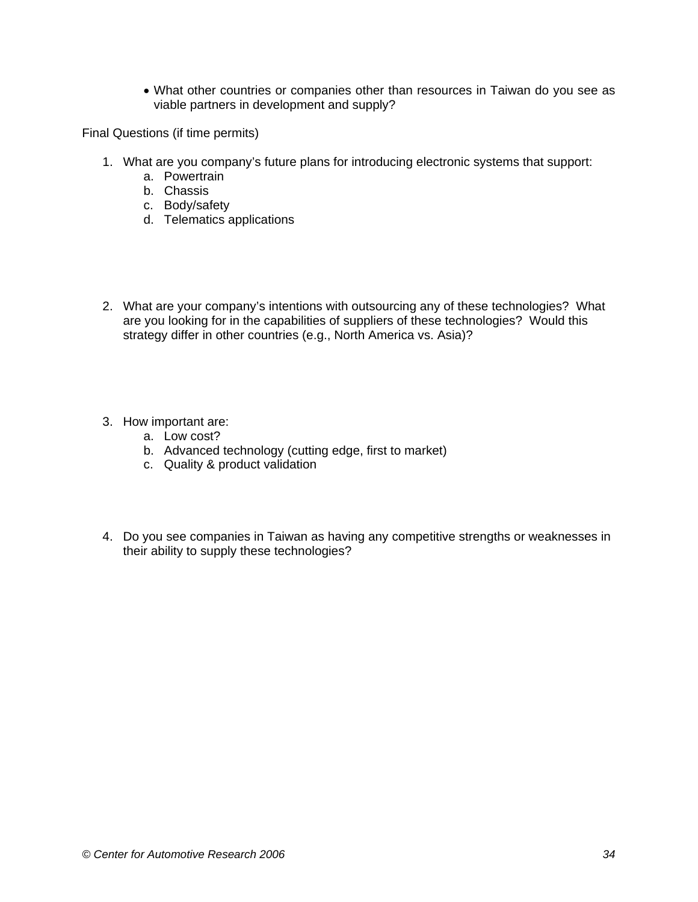- What other countries or companies other than resources in Taiwan do you see as viable partners in development and supply?

Final Questions (if time permits)

1. What are you company's future plans for introducing electronic systems that support:
   a. Powertrain
   b. Chassis
   c. Body/safety
   d. Telematics applications

2. What are your company's intentions with outsourcing any of these technologies? What are you looking for in the capabilities of suppliers of these technologies? Would this strategy differ in other countries (e.g., North America vs. Asia)?

3. How important are:
   a. Low cost?
   b. Advanced technology (cutting edge, first to market)
   c. Quality & product validation

4. Do you see companies in Taiwan as having any competitive strengths or weaknesses in their ability to supply these technologies?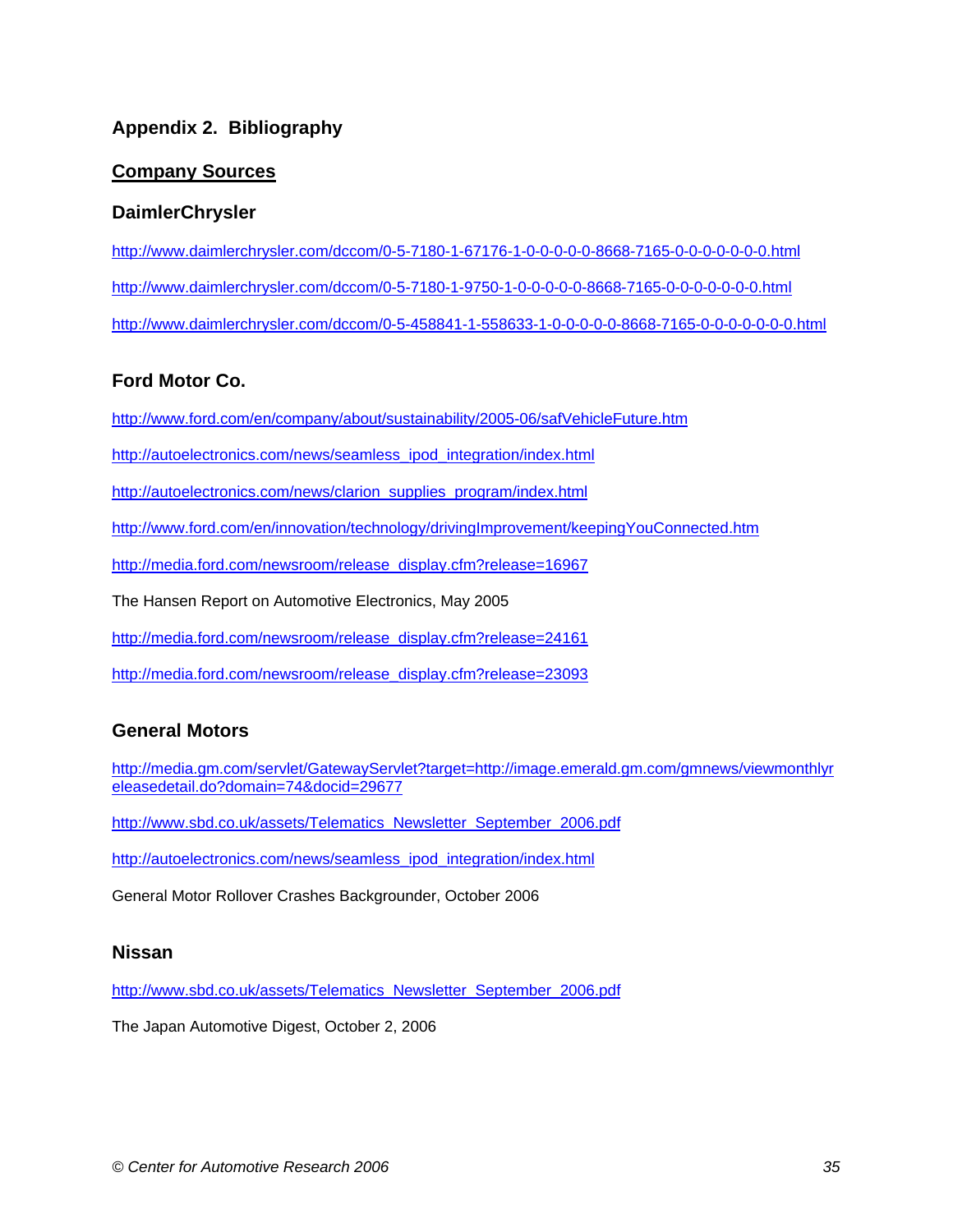## Appendix 2. Bibliography

### Company Sources

#### DaimlerChrysler

http://www.daimlerchrysler.com/dccom/0-5-7180-1-67176-1-0-0-0-0-0-8668-7165-0-0-0-0-0-0-0.html

http://www.daimlerchrysler.com/dccom/0-5-7180-1-9750-1-0-0-0-0-0-8668-7165-0-0-0-0-0-0-0.html

http://www.daimlerchrysler.com/dccom/0-5-458841-1-558633-1-0-0-0-0-0-8668-7165-0-0-0-0-0-0-0.html

#### Ford Motor Co.

http://www.ford.com/en/company/about/sustainability/2005-06/safVehicleFuture.htm

http://autoelectronics.com/news/seamless_ipod_integration/index.html

http://autoelectronics.com/news/clarion_supplies_program/index.html

http://www.ford.com/en/innovation/technology/drivingImprovement/keepingYouConnected.htm

http://media.ford.com/newsroom/release_display.cfm?release=16967

The Hansen Report on Automotive Electronics, May 2005

http://media.ford.com/newsroom/release_display.cfm?release=24161

http://media.ford.com/newsroom/release_display.cfm?release=23093

#### General Motors

http://media.gm.com/servlet/GatewayServlet?target=http://image.emerald.gm.com/gmnews/viewmonthlyreleasedetail.do?domain=74&docid=29677

http://www.sbd.co.uk/assets/Telematics_Newsletter_September_2006.pdf

http://autoelectronics.com/news/seamless_ipod_integration/index.html

General Motor Rollover Crashes Backgrounder, October 2006

#### Nissan

http://www.sbd.co.uk/assets/Telematics_Newsletter_September_2006.pdf

The Japan Automotive Digest, October 2, 2006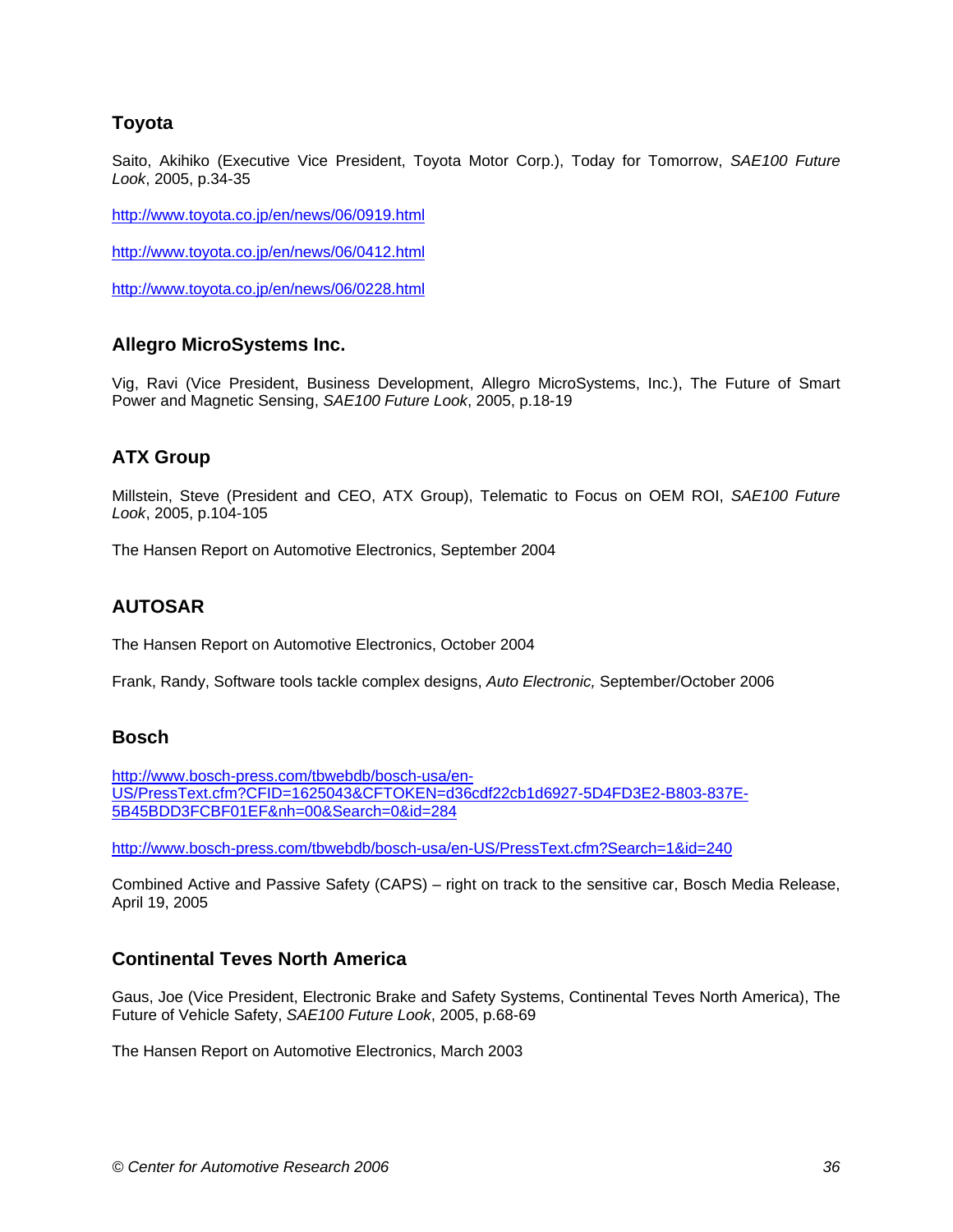### Toyota

Saito, Akihiko (Executive Vice President, Toyota Motor Corp.), Today for Tomorrow, *SAE100 Future Look*, 2005, p.34-35

http://www.toyota.co.jp/en/news/06/0919.html

http://www.toyota.co.jp/en/news/06/0412.html

http://www.toyota.co.jp/en/news/06/0228.html

### Allegro MicroSystems Inc.

Vig, Ravi (Vice President, Business Development, Allegro MicroSystems, Inc.), The Future of Smart Power and Magnetic Sensing, *SAE100 Future Look*, 2005, p.18-19

### ATX Group

Millstein, Steve (President and CEO, ATX Group), Telematic to Focus on OEM ROI, *SAE100 Future Look*, 2005, p.104-105

The Hansen Report on Automotive Electronics, September 2004

### AUTOSAR

The Hansen Report on Automotive Electronics, October 2004

Frank, Randy, Software tools tackle complex designs, *Auto Electronic,* September/October 2006

### Bosch

http://www.bosch-press.com/tbwebdb/bosch-usa/en-US/PressText.cfm?CFID=1625043&CFTOKEN=d36cdf22cb1d6927-5D4FD3E2-B803-837E-5B45BDD3FCBF01EF&nh=00&Search=0&id=284

http://www.bosch-press.com/tbwebdb/bosch-usa/en-US/PressText.cfm?Search=1&id=240

Combined Active and Passive Safety (CAPS) – right on track to the sensitive car, Bosch Media Release, April 19, 2005

### Continental Teves North America

Gaus, Joe (Vice President, Electronic Brake and Safety Systems, Continental Teves North America), The Future of Vehicle Safety, *SAE100 Future Look*, 2005, p.68-69

The Hansen Report on Automotive Electronics, March 2003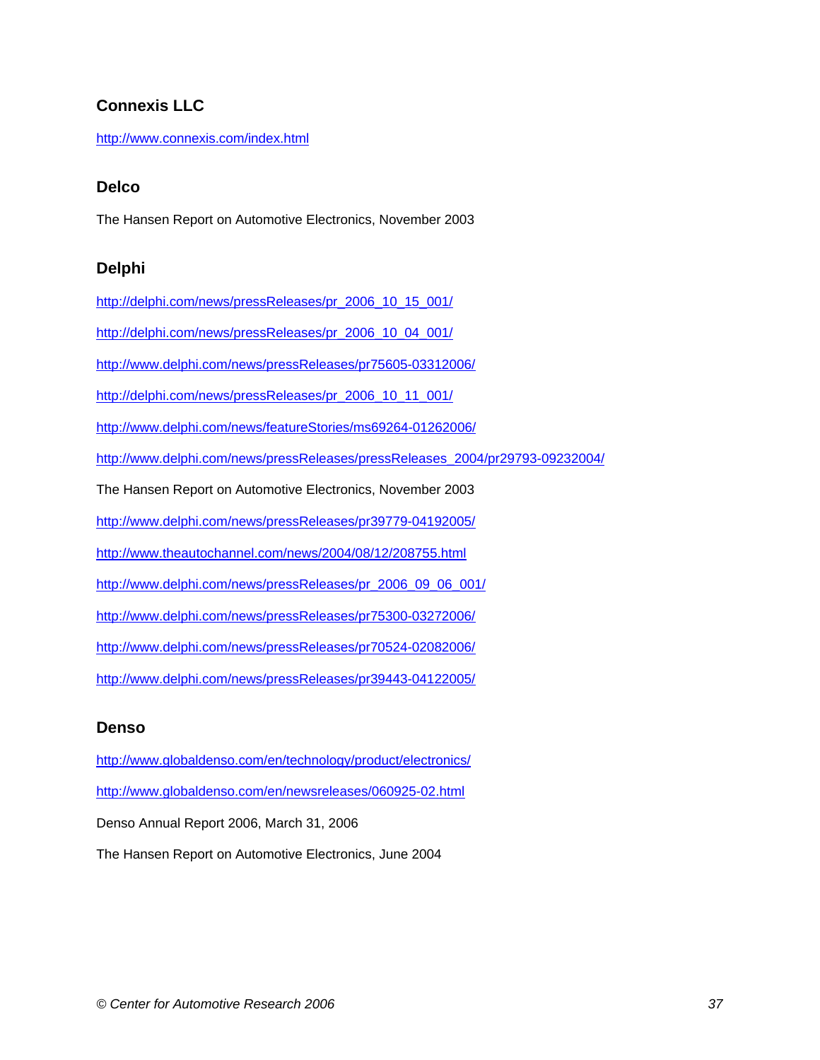### Connexis LLC

http://www.connexis.com/index.html

### Delco

The Hansen Report on Automotive Electronics, November 2003

### Delphi

http://delphi.com/news/pressReleases/pr_2006_10_15_001/

http://delphi.com/news/pressReleases/pr_2006_10_04_001/

http://www.delphi.com/news/pressReleases/pr75605-03312006/

http://delphi.com/news/pressReleases/pr_2006_10_11_001/

http://www.delphi.com/news/featureStories/ms69264-01262006/

http://www.delphi.com/news/pressReleases/pressReleases_2004/pr29793-09232004/

The Hansen Report on Automotive Electronics, November 2003

http://www.delphi.com/news/pressReleases/pr39779-04192005/

http://www.theautochannel.com/news/2004/08/12/208755.html

http://www.delphi.com/news/pressReleases/pr_2006_09_06_001/

http://www.delphi.com/news/pressReleases/pr75300-03272006/

http://www.delphi.com/news/pressReleases/pr70524-02082006/

http://www.delphi.com/news/pressReleases/pr39443-04122005/

### Denso

http://www.globaldenso.com/en/technology/product/electronics/

http://www.globaldenso.com/en/newsreleases/060925-02.html

Denso Annual Report 2006, March 31, 2006

The Hansen Report on Automotive Electronics, June 2004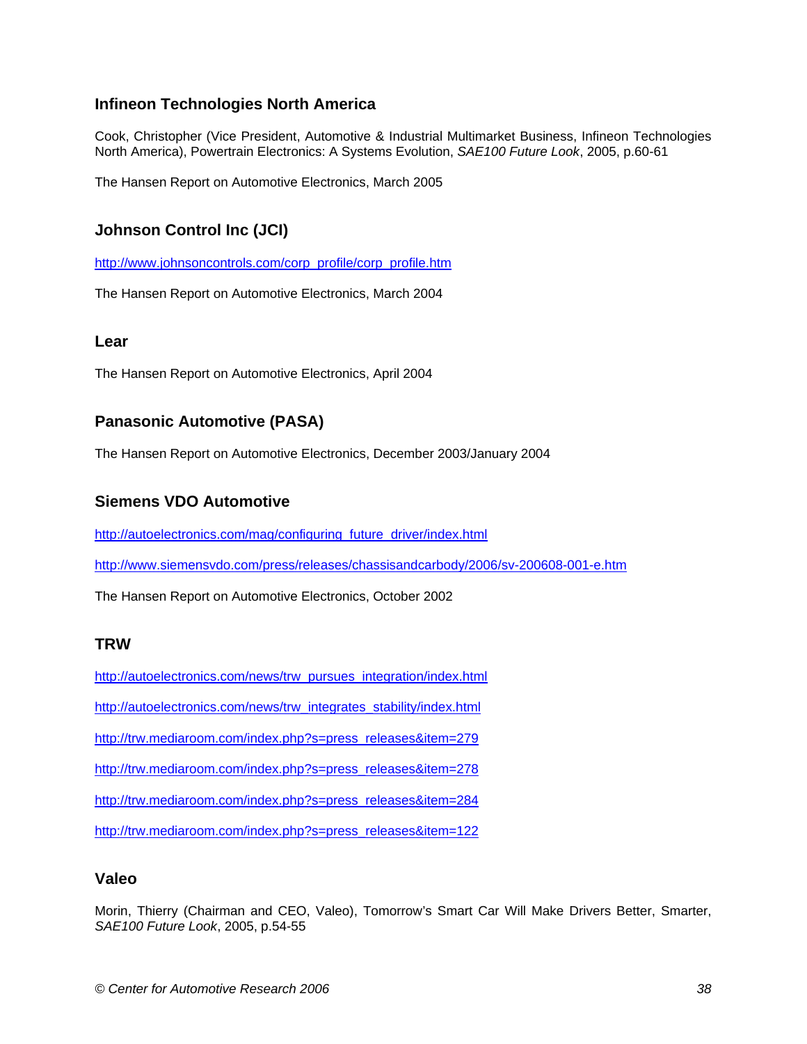### Infineon Technologies North America

Cook, Christopher (Vice President, Automotive & Industrial Multimarket Business, Infineon Technologies North America), Powertrain Electronics: A Systems Evolution, *SAE100 Future Look*, 2005, p.60-61

The Hansen Report on Automotive Electronics, March 2005

### Johnson Control Inc (JCI)

http://www.johnsoncontrols.com/corp_profile/corp_profile.htm

The Hansen Report on Automotive Electronics, March 2004

### Lear

The Hansen Report on Automotive Electronics, April 2004

### Panasonic Automotive (PASA)

The Hansen Report on Automotive Electronics, December 2003/January 2004

### Siemens VDO Automotive

http://autoelectronics.com/mag/configuring_future_driver/index.html

http://www.siemensvdo.com/press/releases/chassisandcarbody/2006/sv-200608-001-e.htm

The Hansen Report on Automotive Electronics, October 2002

### TRW

http://autoelectronics.com/news/trw_pursues_integration/index.html

http://autoelectronics.com/news/trw_integrates_stability/index.html

http://trw.mediaroom.com/index.php?s=press_releases&item=279

http://trw.mediaroom.com/index.php?s=press_releases&item=278

http://trw.mediaroom.com/index.php?s=press_releases&item=284

http://trw.mediaroom.com/index.php?s=press_releases&item=122

### Valeo

Morin, Thierry (Chairman and CEO, Valeo), Tomorrow's Smart Car Will Make Drivers Better, Smarter, *SAE100 Future Look*, 2005, p.54-55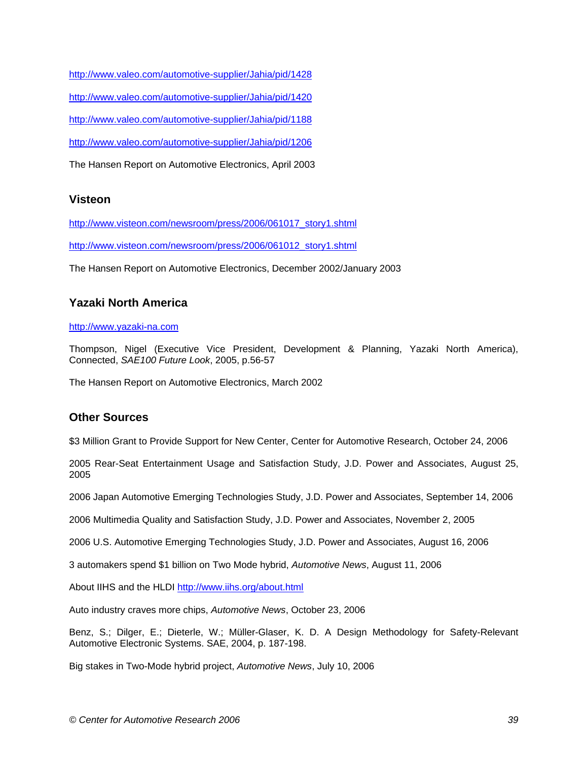http://www.valeo.com/automotive-supplier/Jahia/pid/1428

http://www.valeo.com/automotive-supplier/Jahia/pid/1420

http://www.valeo.com/automotive-supplier/Jahia/pid/1188

http://www.valeo.com/automotive-supplier/Jahia/pid/1206

The Hansen Report on Automotive Electronics, April 2003

### Visteon

http://www.visteon.com/newsroom/press/2006/061017_story1.shtml

http://www.visteon.com/newsroom/press/2006/061012_story1.shtml

The Hansen Report on Automotive Electronics, December 2002/January 2003

### Yazaki North America

http://www.yazaki-na.com

Thompson, Nigel (Executive Vice President, Development & Planning, Yazaki North America), Connected, *SAE100 Future Look*, 2005, p.56-57

The Hansen Report on Automotive Electronics, March 2002

### Other Sources

$3 Million Grant to Provide Support for New Center, Center for Automotive Research, October 24, 2006

2005 Rear-Seat Entertainment Usage and Satisfaction Study, J.D. Power and Associates, August 25, 2005

2006 Japan Automotive Emerging Technologies Study, J.D. Power and Associates, September 14, 2006

2006 Multimedia Quality and Satisfaction Study, J.D. Power and Associates, November 2, 2005

2006 U.S. Automotive Emerging Technologies Study, J.D. Power and Associates, August 16, 2006

3 automakers spend $1 billion on Two Mode hybrid, *Automotive News*, August 11, 2006

About IIHS and the HLDI http://www.iihs.org/about.html

Auto industry craves more chips, *Automotive News*, October 23, 2006

Benz, S.; Dilger, E.; Dieterle, W.; Müller-Glaser, K. D. A Design Methodology for Safety-Relevant Automotive Electronic Systems. SAE, 2004, p. 187-198.

Big stakes in Two-Mode hybrid project, *Automotive News*, July 10, 2006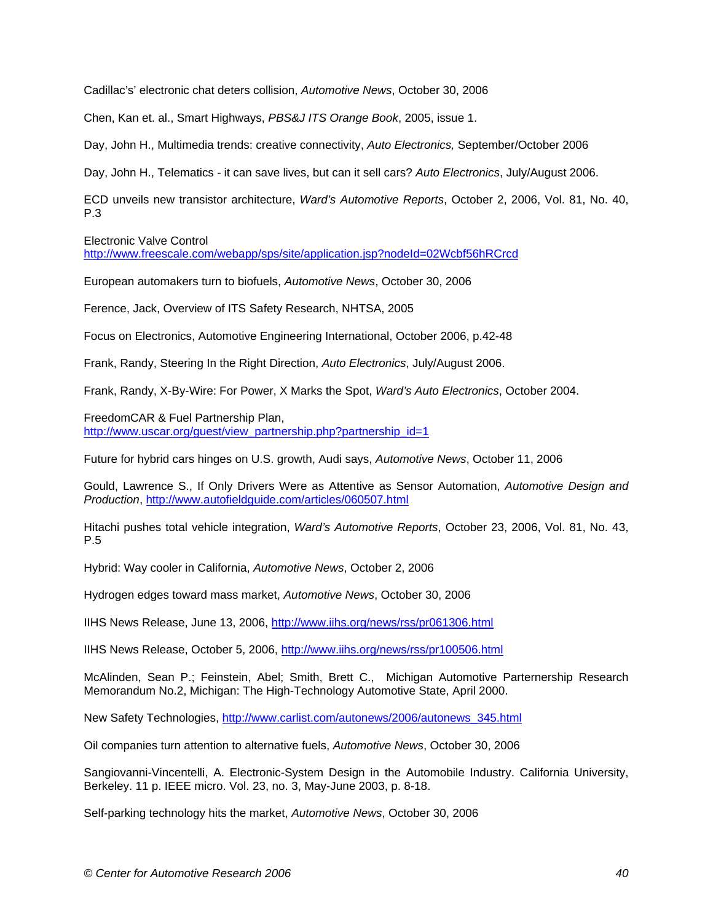Cadillac's' electronic chat deters collision, *Automotive News*, October 30, 2006

Chen, Kan et. al., Smart Highways, *PBS&J ITS Orange Book*, 2005, issue 1.

Day, John H., Multimedia trends: creative connectivity, *Auto Electronics,* September/October 2006

Day, John H., Telematics - it can save lives, but can it sell cars? *Auto Electronics*, July/August 2006.

ECD unveils new transistor architecture, *Ward's Automotive Reports*, October 2, 2006, Vol. 81, No. 40, P.3

Electronic Valve Control
http://www.freescale.com/webapp/sps/site/application.jsp?nodeId=02Wcbf56hRCrcd

European automakers turn to biofuels, *Automotive News*, October 30, 2006

Ference, Jack, Overview of ITS Safety Research, NHTSA, 2005

Focus on Electronics, Automotive Engineering International, October 2006, p.42-48

Frank, Randy, Steering In the Right Direction, *Auto Electronics*, July/August 2006.

Frank, Randy, X-By-Wire: For Power, X Marks the Spot, *Ward's Auto Electronics*, October 2004.

FreedomCAR & Fuel Partnership Plan,
http://www.uscar.org/guest/view_partnership.php?partnership_id=1

Future for hybrid cars hinges on U.S. growth, Audi says, *Automotive News*, October 11, 2006

Gould, Lawrence S., If Only Drivers Were as Attentive as Sensor Automation, *Automotive Design and Production*, http://www.autofieldguide.com/articles/060507.html

Hitachi pushes total vehicle integration, *Ward's Automotive Reports*, October 23, 2006, Vol. 81, No. 43, P.5

Hybrid: Way cooler in California, *Automotive News*, October 2, 2006

Hydrogen edges toward mass market, *Automotive News*, October 30, 2006

IIHS News Release, June 13, 2006, http://www.iihs.org/news/rss/pr061306.html

IIHS News Release, October 5, 2006, http://www.iihs.org/news/rss/pr100506.html

McAlinden, Sean P.; Feinstein, Abel; Smith, Brett C., Michigan Automotive Parternership Research Memorandum No.2, Michigan: The High-Technology Automotive State, April 2000.

New Safety Technologies, http://www.carlist.com/autonews/2006/autonews_345.html

Oil companies turn attention to alternative fuels, *Automotive News*, October 30, 2006

Sangiovanni-Vincentelli, A. Electronic-System Design in the Automobile Industry. California University, Berkeley. 11 p. IEEE micro. Vol. 23, no. 3, May-June 2003, p. 8-18.

Self-parking technology hits the market, *Automotive News*, October 30, 2006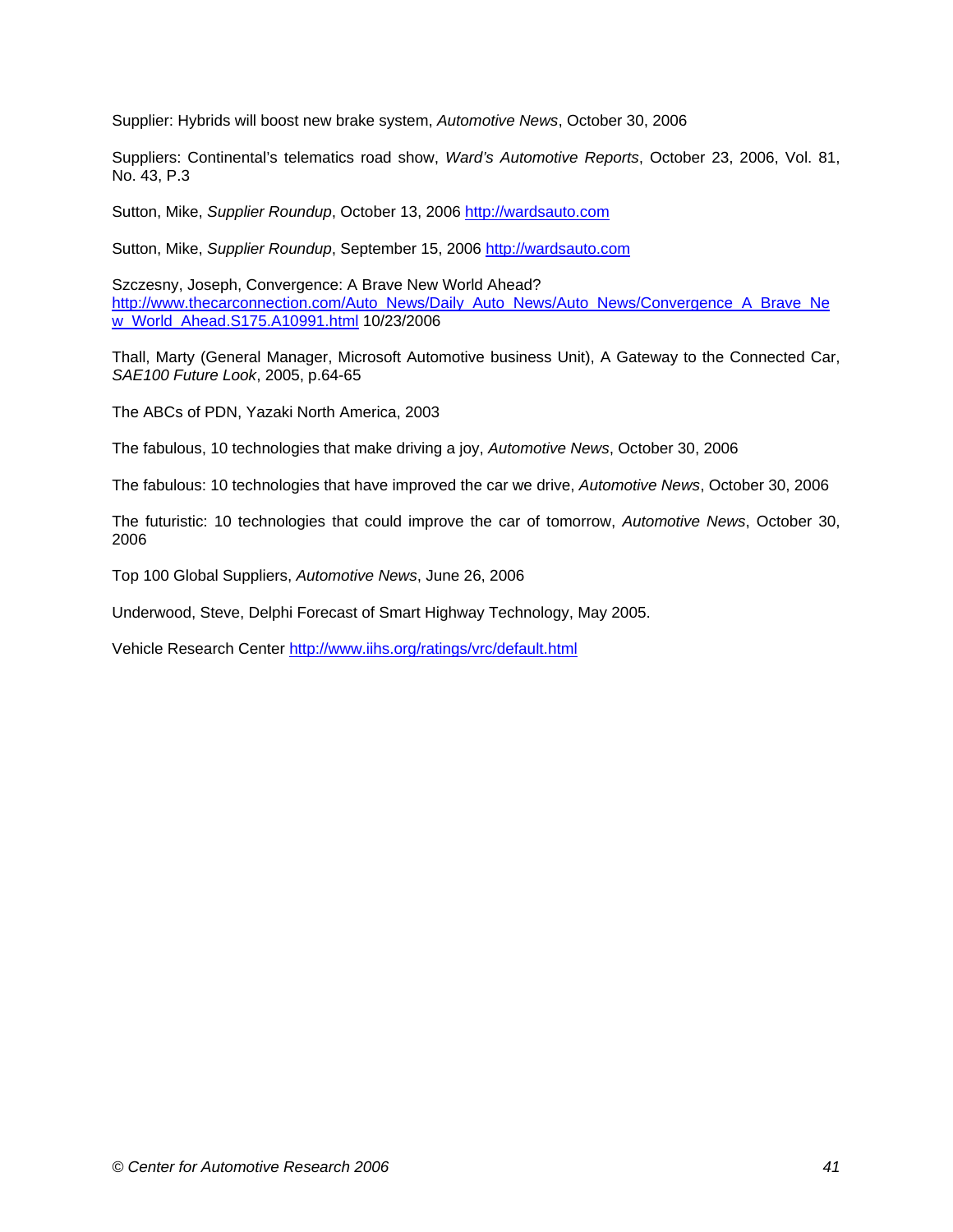Supplier: Hybrids will boost new brake system, *Automotive News*, October 30, 2006

Suppliers: Continental's telematics road show, *Ward's Automotive Reports*, October 23, 2006, Vol. 81, No. 43, P.3

Sutton, Mike, *Supplier Roundup*, October 13, 2006 http://wardsauto.com

Sutton, Mike, *Supplier Roundup*, September 15, 2006 http://wardsauto.com

Szczesny, Joseph, Convergence: A Brave New World Ahead? http://www.thecarconnection.com/Auto_News/Daily_Auto_News/Auto_News/Convergence_A_Brave_New_World_Ahead.S175.A10991.html 10/23/2006

Thall, Marty (General Manager, Microsoft Automotive business Unit), A Gateway to the Connected Car, *SAE100 Future Look*, 2005, p.64-65

The ABCs of PDN, Yazaki North America, 2003

The fabulous, 10 technologies that make driving a joy, *Automotive News*, October 30, 2006

The fabulous: 10 technologies that have improved the car we drive, *Automotive News*, October 30, 2006

The futuristic: 10 technologies that could improve the car of tomorrow, *Automotive News*, October 30, 2006

Top 100 Global Suppliers, *Automotive News*, June 26, 2006

Underwood, Steve, Delphi Forecast of Smart Highway Technology, May 2005.

Vehicle Research Center http://www.iihs.org/ratings/vrc/default.html